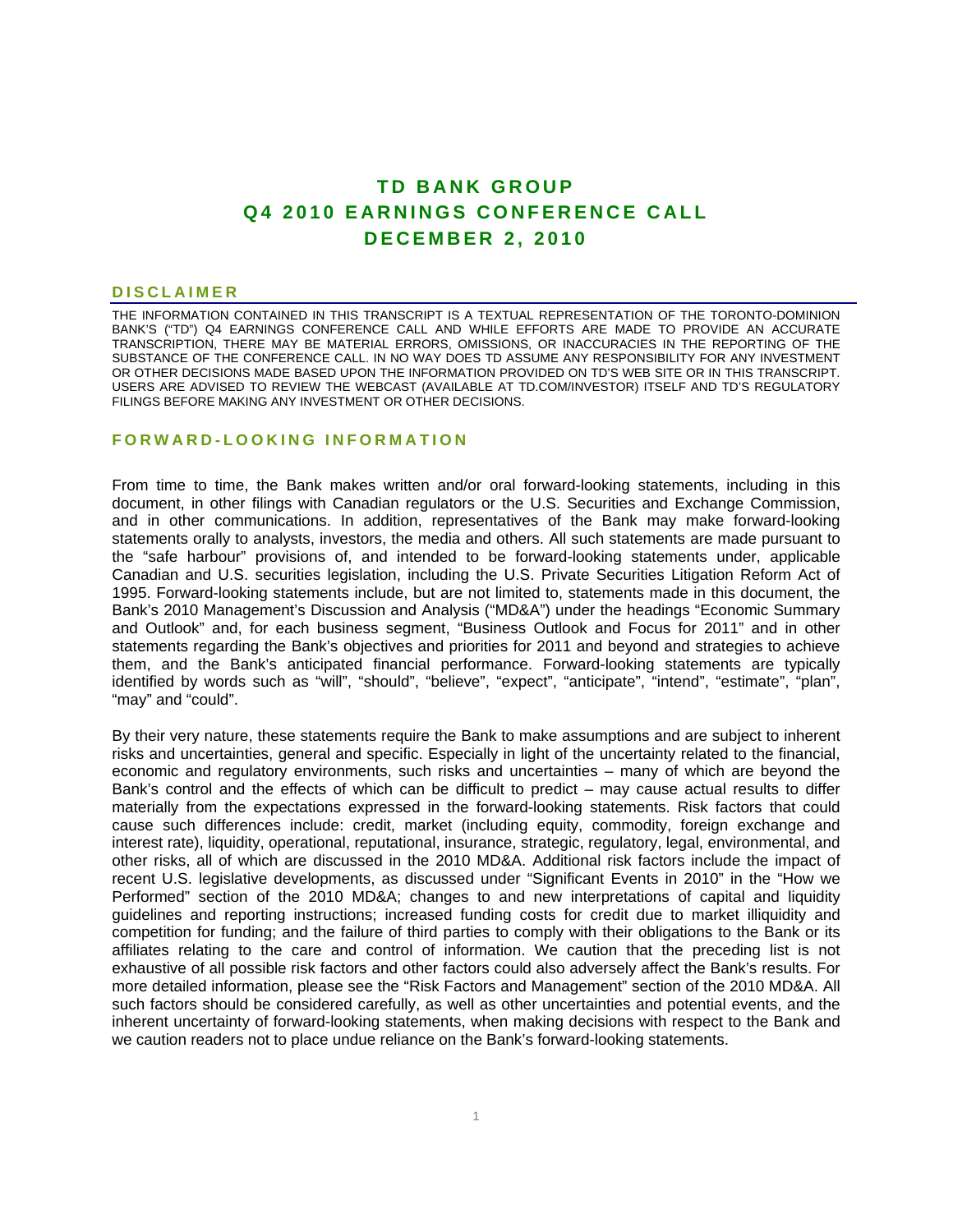# TD BANK GROUP
# Q4 2010 EARNINGS CONFERENCE CALL
# DECEMBER 2, 2010

## DISCLAIMER

THE INFORMATION CONTAINED IN THIS TRANSCRIPT IS A TEXTUAL REPRESENTATION OF THE TORONTO-DOMINION BANK'S ("TD") Q4 EARNINGS CONFERENCE CALL AND WHILE EFFORTS ARE MADE TO PROVIDE AN ACCURATE TRANSCRIPTION, THERE MAY BE MATERIAL ERRORS, OMISSIONS, OR INACCURACIES IN THE REPORTING OF THE SUBSTANCE OF THE CONFERENCE CALL. IN NO WAY DOES TD ASSUME ANY RESPONSIBILITY FOR ANY INVESTMENT OR OTHER DECISIONS MADE BASED UPON THE INFORMATION PROVIDED ON TD'S WEB SITE OR IN THIS TRANSCRIPT. USERS ARE ADVISED TO REVIEW THE WEBCAST (AVAILABLE AT TD.COM/INVESTOR) ITSELF AND TD'S REGULATORY FILINGS BEFORE MAKING ANY INVESTMENT OR OTHER DECISIONS.

## FORWARD-LOOKING INFORMATION

From time to time, the Bank makes written and/or oral forward-looking statements, including in this document, in other filings with Canadian regulators or the U.S. Securities and Exchange Commission, and in other communications. In addition, representatives of the Bank may make forward-looking statements orally to analysts, investors, the media and others. All such statements are made pursuant to the "safe harbour" provisions of, and intended to be forward-looking statements under, applicable Canadian and U.S. securities legislation, including the U.S. Private Securities Litigation Reform Act of 1995. Forward-looking statements include, but are not limited to, statements made in this document, the Bank's 2010 Management's Discussion and Analysis ("MD&A") under the headings "Economic Summary and Outlook" and, for each business segment, "Business Outlook and Focus for 2011" and in other statements regarding the Bank's objectives and priorities for 2011 and beyond and strategies to achieve them, and the Bank's anticipated financial performance. Forward-looking statements are typically identified by words such as "will", "should", "believe", "expect", "anticipate", "intend", "estimate", "plan", "may" and "could".

By their very nature, these statements require the Bank to make assumptions and are subject to inherent risks and uncertainties, general and specific. Especially in light of the uncertainty related to the financial, economic and regulatory environments, such risks and uncertainties – many of which are beyond the Bank's control and the effects of which can be difficult to predict – may cause actual results to differ materially from the expectations expressed in the forward-looking statements. Risk factors that could cause such differences include: credit, market (including equity, commodity, foreign exchange and interest rate), liquidity, operational, reputational, insurance, strategic, regulatory, legal, environmental, and other risks, all of which are discussed in the 2010 MD&A. Additional risk factors include the impact of recent U.S. legislative developments, as discussed under "Significant Events in 2010" in the "How we Performed" section of the 2010 MD&A; changes to and new interpretations of capital and liquidity guidelines and reporting instructions; increased funding costs for credit due to market illiquidity and competition for funding; and the failure of third parties to comply with their obligations to the Bank or its affiliates relating to the care and control of information. We caution that the preceding list is not exhaustive of all possible risk factors and other factors could also adversely affect the Bank's results. For more detailed information, please see the "Risk Factors and Management" section of the 2010 MD&A. All such factors should be considered carefully, as well as other uncertainties and potential events, and the inherent uncertainty of forward-looking statements, when making decisions with respect to the Bank and we caution readers not to place undue reliance on the Bank's forward-looking statements.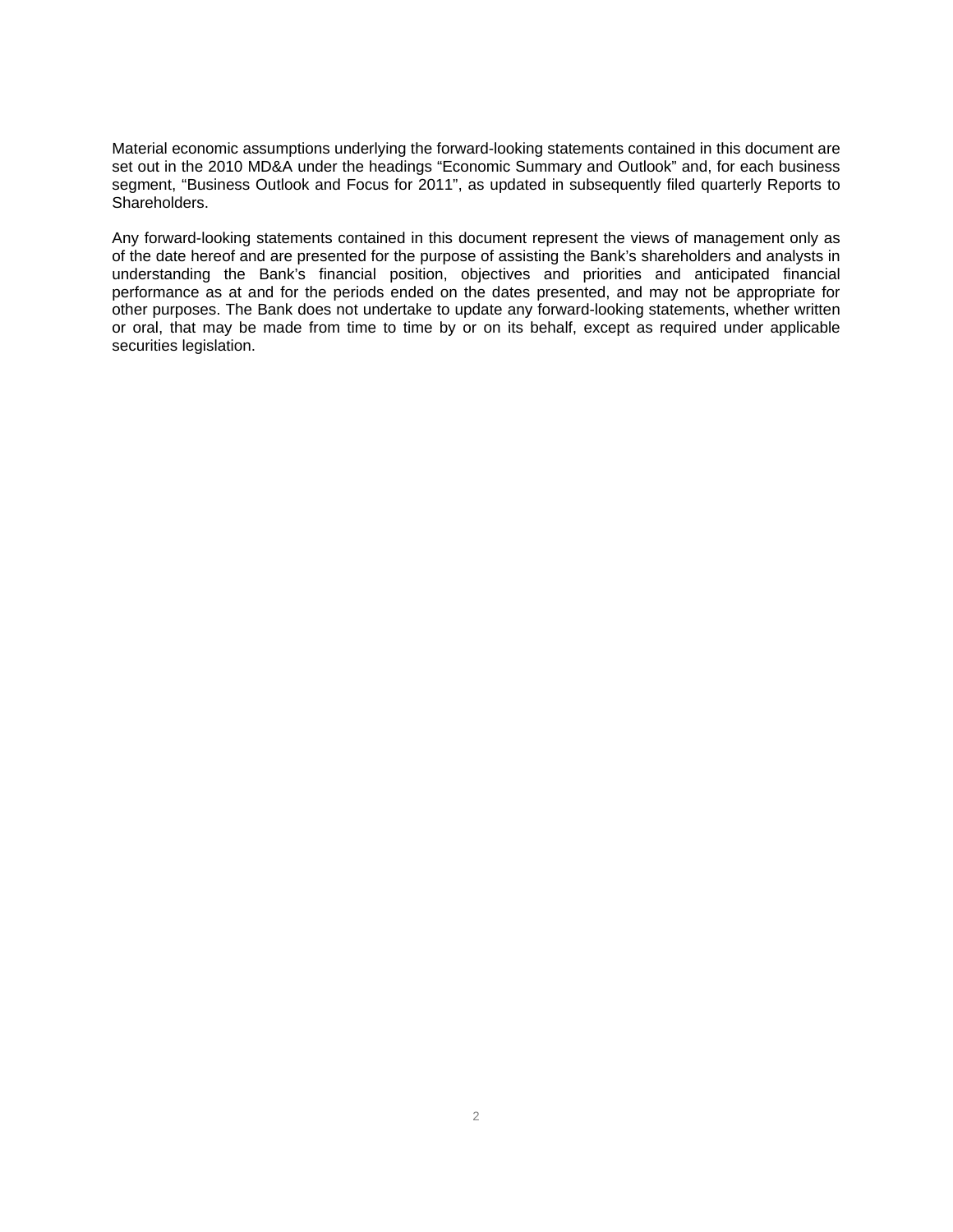Material economic assumptions underlying the forward-looking statements contained in this document are set out in the 2010 MD&A under the headings "Economic Summary and Outlook" and, for each business segment, "Business Outlook and Focus for 2011", as updated in subsequently filed quarterly Reports to Shareholders.

Any forward-looking statements contained in this document represent the views of management only as of the date hereof and are presented for the purpose of assisting the Bank's shareholders and analysts in understanding the Bank's financial position, objectives and priorities and anticipated financial performance as at and for the periods ended on the dates presented, and may not be appropriate for other purposes. The Bank does not undertake to update any forward-looking statements, whether written or oral, that may be made from time to time by or on its behalf, except as required under applicable securities legislation.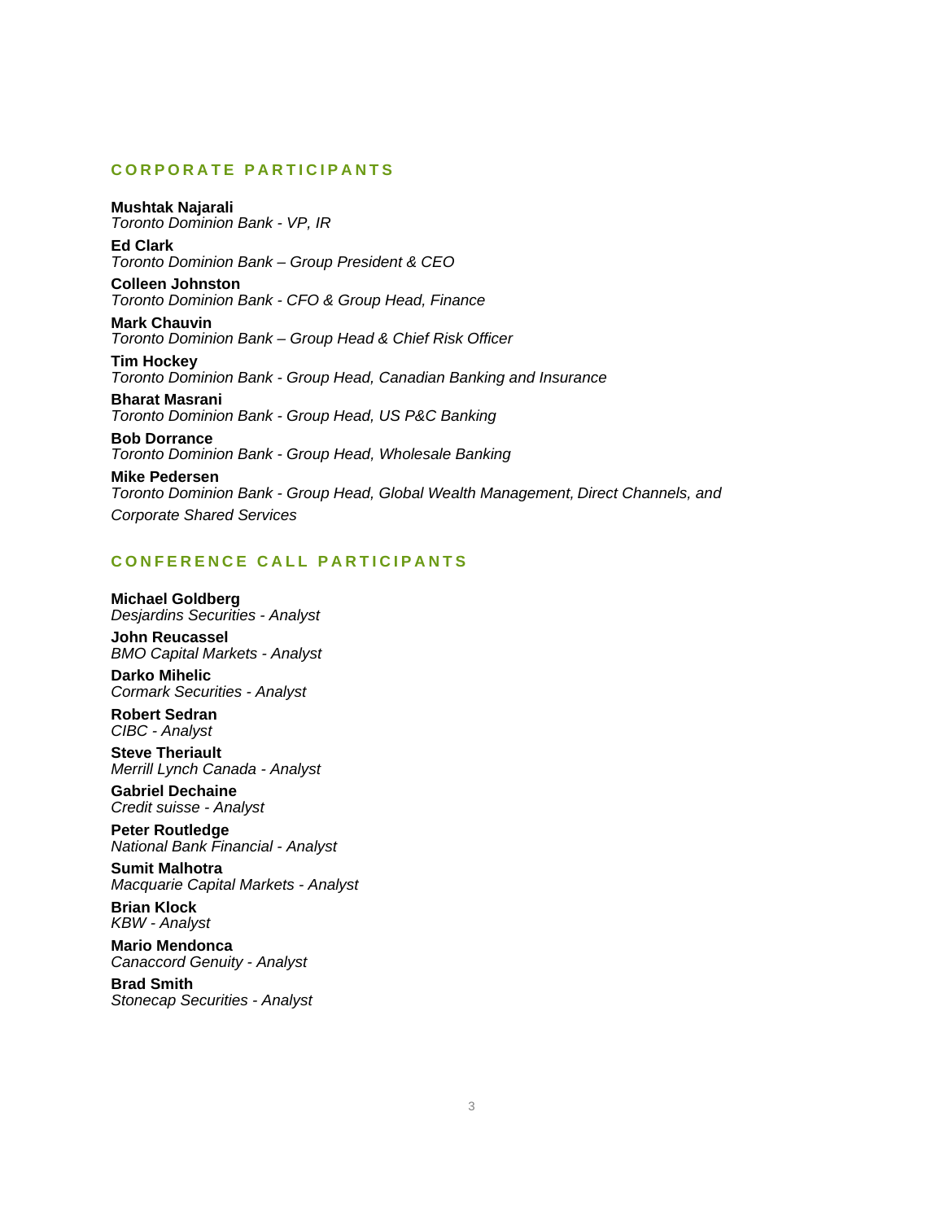## CORPORATE PARTICIPANTS

**Mushtak Najarali**
*Toronto Dominion Bank - VP, IR*

**Ed Clark**
*Toronto Dominion Bank – Group President & CEO*

**Colleen Johnston**
*Toronto Dominion Bank - CFO & Group Head, Finance*

**Mark Chauvin**
*Toronto Dominion Bank – Group Head & Chief Risk Officer*

**Tim Hockey**
*Toronto Dominion Bank - Group Head, Canadian Banking and Insurance*

**Bharat Masrani**
*Toronto Dominion Bank - Group Head, US P&C Banking*

**Bob Dorrance**
*Toronto Dominion Bank - Group Head, Wholesale Banking*

**Mike Pedersen**
*Toronto Dominion Bank - Group Head, Global Wealth Management, Direct Channels, and Corporate Shared Services*

## CONFERENCE CALL PARTICIPANTS

**Michael Goldberg**
*Desjardins Securities - Analyst*

**John Reucassel**
*BMO Capital Markets - Analyst*

**Darko Mihelic**
*Cormark Securities - Analyst*

**Robert Sedran**
*CIBC - Analyst*

**Steve Theriault**
*Merrill Lynch Canada - Analyst*

**Gabriel Dechaine**
*Credit suisse - Analyst*

**Peter Routledge**
*National Bank Financial - Analyst*

**Sumit Malhotra**
*Macquarie Capital Markets - Analyst*

**Brian Klock**
*KBW - Analyst*

**Mario Mendonca**
*Canaccord Genuity - Analyst*

**Brad Smith**
*Stonecap Securities - Analyst*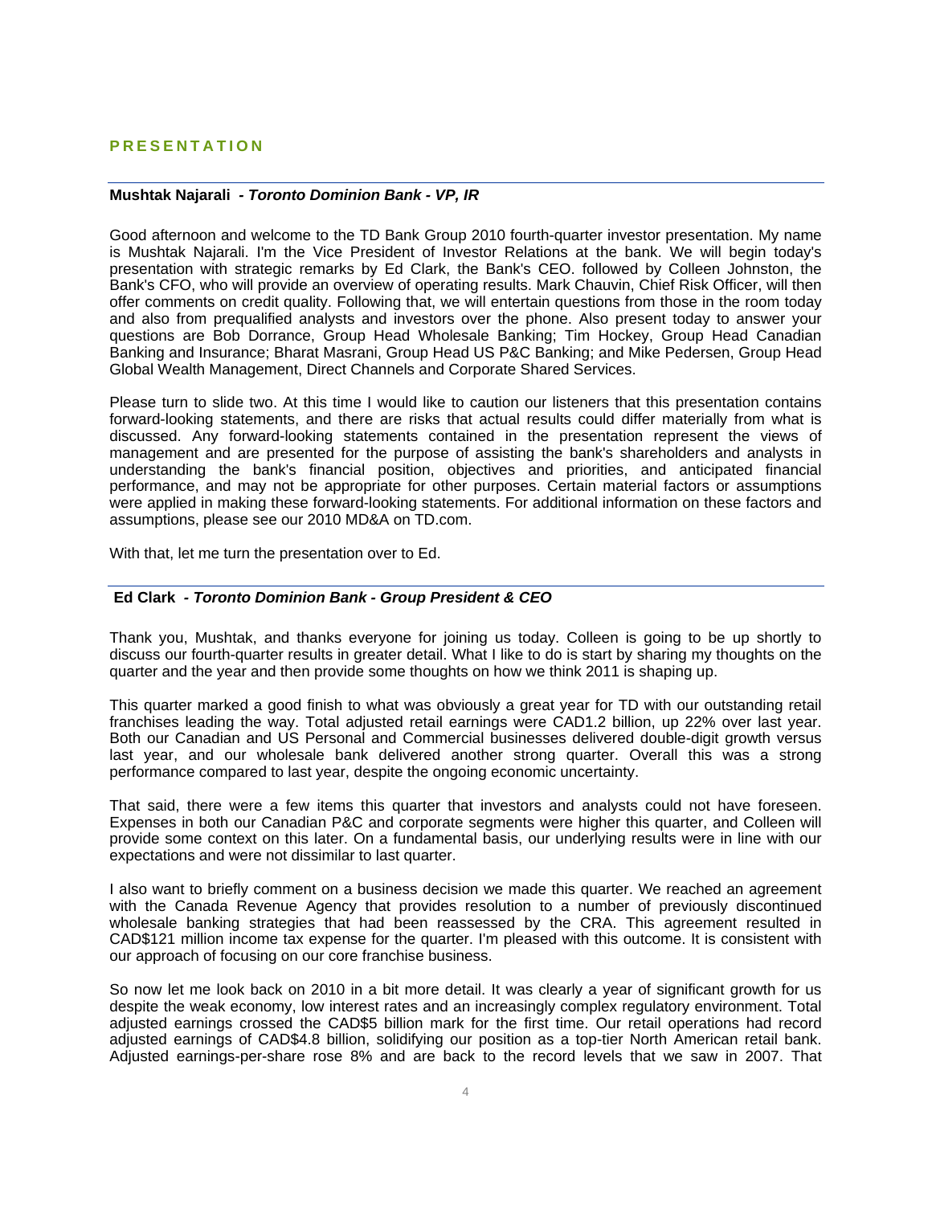## PRESENTATION

---

**Mushtak Najarali** - ***Toronto Dominion Bank - VP, IR***

Good afternoon and welcome to the TD Bank Group 2010 fourth-quarter investor presentation. My name is Mushtak Najarali. I'm the Vice President of Investor Relations at the bank. We will begin today's presentation with strategic remarks by Ed Clark, the Bank's CEO. followed by Colleen Johnston, the Bank's CFO, who will provide an overview of operating results. Mark Chauvin, Chief Risk Officer, will then offer comments on credit quality. Following that, we will entertain questions from those in the room today and also from prequalified analysts and investors over the phone. Also present today to answer your questions are Bob Dorrance, Group Head Wholesale Banking; Tim Hockey, Group Head Canadian Banking and Insurance; Bharat Masrani, Group Head US P&C Banking; and Mike Pedersen, Group Head Global Wealth Management, Direct Channels and Corporate Shared Services.

Please turn to slide two. At this time I would like to caution our listeners that this presentation contains forward-looking statements, and there are risks that actual results could differ materially from what is discussed. Any forward-looking statements contained in the presentation represent the views of management and are presented for the purpose of assisting the bank's shareholders and analysts in understanding the bank's financial position, objectives and priorities, and anticipated financial performance, and may not be appropriate for other purposes. Certain material factors or assumptions were applied in making these forward-looking statements. For additional information on these factors and assumptions, please see our 2010 MD&A on TD.com.

With that, let me turn the presentation over to Ed.

---

**Ed Clark** - ***Toronto Dominion Bank - Group President & CEO***

Thank you, Mushtak, and thanks everyone for joining us today. Colleen is going to be up shortly to discuss our fourth-quarter results in greater detail. What I like to do is start by sharing my thoughts on the quarter and the year and then provide some thoughts on how we think 2011 is shaping up.

This quarter marked a good finish to what was obviously a great year for TD with our outstanding retail franchises leading the way. Total adjusted retail earnings were CAD1.2 billion, up 22% over last year. Both our Canadian and US Personal and Commercial businesses delivered double-digit growth versus last year, and our wholesale bank delivered another strong quarter. Overall this was a strong performance compared to last year, despite the ongoing economic uncertainty.

That said, there were a few items this quarter that investors and analysts could not have foreseen. Expenses in both our Canadian P&C and corporate segments were higher this quarter, and Colleen will provide some context on this later. On a fundamental basis, our underlying results were in line with our expectations and were not dissimilar to last quarter.

I also want to briefly comment on a business decision we made this quarter. We reached an agreement with the Canada Revenue Agency that provides resolution to a number of previously discontinued wholesale banking strategies that had been reassessed by the CRA. This agreement resulted in CAD$121 million income tax expense for the quarter. I'm pleased with this outcome. It is consistent with our approach of focusing on our core franchise business.

So now let me look back on 2010 in a bit more detail. It was clearly a year of significant growth for us despite the weak economy, low interest rates and an increasingly complex regulatory environment. Total adjusted earnings crossed the CAD$5 billion mark for the first time. Our retail operations had record adjusted earnings of CAD$4.8 billion, solidifying our position as a top-tier North American retail bank. Adjusted earnings-per-share rose 8% and are back to the record levels that we saw in 2007. That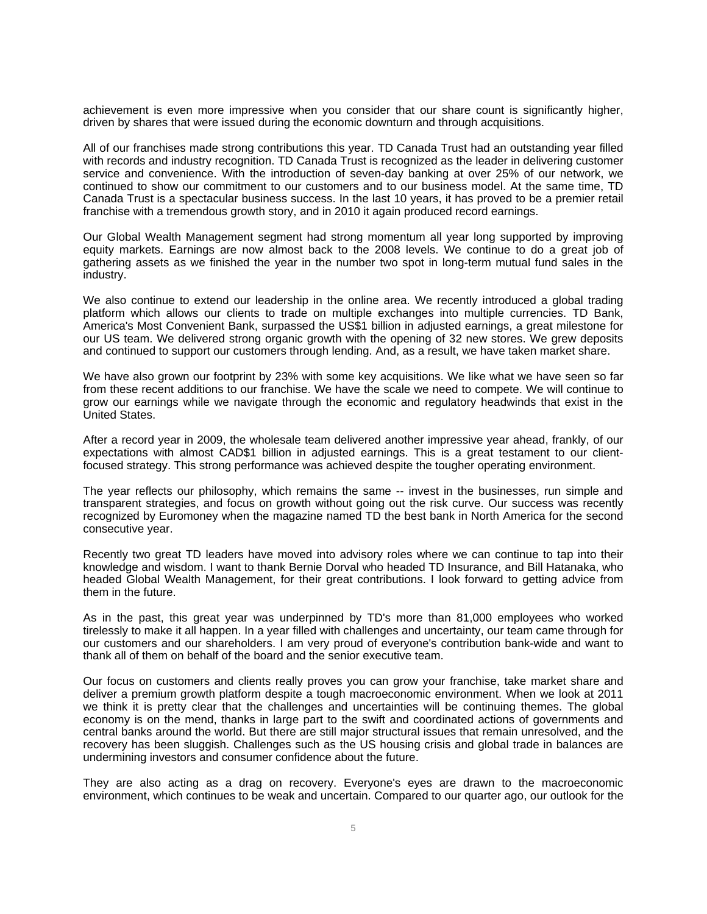achievement is even more impressive when you consider that our share count is significantly higher, driven by shares that were issued during the economic downturn and through acquisitions.

All of our franchises made strong contributions this year. TD Canada Trust had an outstanding year filled with records and industry recognition. TD Canada Trust is recognized as the leader in delivering customer service and convenience. With the introduction of seven-day banking at over 25% of our network, we continued to show our commitment to our customers and to our business model. At the same time, TD Canada Trust is a spectacular business success. In the last 10 years, it has proved to be a premier retail franchise with a tremendous growth story, and in 2010 it again produced record earnings.

Our Global Wealth Management segment had strong momentum all year long supported by improving equity markets. Earnings are now almost back to the 2008 levels. We continue to do a great job of gathering assets as we finished the year in the number two spot in long-term mutual fund sales in the industry.

We also continue to extend our leadership in the online area. We recently introduced a global trading platform which allows our clients to trade on multiple exchanges into multiple currencies. TD Bank, America's Most Convenient Bank, surpassed the US$1 billion in adjusted earnings, a great milestone for our US team. We delivered strong organic growth with the opening of 32 new stores. We grew deposits and continued to support our customers through lending. And, as a result, we have taken market share.

We have also grown our footprint by 23% with some key acquisitions. We like what we have seen so far from these recent additions to our franchise. We have the scale we need to compete. We will continue to grow our earnings while we navigate through the economic and regulatory headwinds that exist in the United States.

After a record year in 2009, the wholesale team delivered another impressive year ahead, frankly, of our expectations with almost CAD$1 billion in adjusted earnings. This is a great testament to our client-focused strategy. This strong performance was achieved despite the tougher operating environment.

The year reflects our philosophy, which remains the same -- invest in the businesses, run simple and transparent strategies, and focus on growth without going out the risk curve. Our success was recently recognized by Euromoney when the magazine named TD the best bank in North America for the second consecutive year.

Recently two great TD leaders have moved into advisory roles where we can continue to tap into their knowledge and wisdom. I want to thank Bernie Dorval who headed TD Insurance, and Bill Hatanaka, who headed Global Wealth Management, for their great contributions. I look forward to getting advice from them in the future.

As in the past, this great year was underpinned by TD's more than 81,000 employees who worked tirelessly to make it all happen. In a year filled with challenges and uncertainty, our team came through for our customers and our shareholders. I am very proud of everyone's contribution bank-wide and want to thank all of them on behalf of the board and the senior executive team.

Our focus on customers and clients really proves you can grow your franchise, take market share and deliver a premium growth platform despite a tough macroeconomic environment. When we look at 2011 we think it is pretty clear that the challenges and uncertainties will be continuing themes. The global economy is on the mend, thanks in large part to the swift and coordinated actions of governments and central banks around the world. But there are still major structural issues that remain unresolved, and the recovery has been sluggish. Challenges such as the US housing crisis and global trade in balances are undermining investors and consumer confidence about the future.

They are also acting as a drag on recovery. Everyone's eyes are drawn to the macroeconomic environment, which continues to be weak and uncertain. Compared to our quarter ago, our outlook for the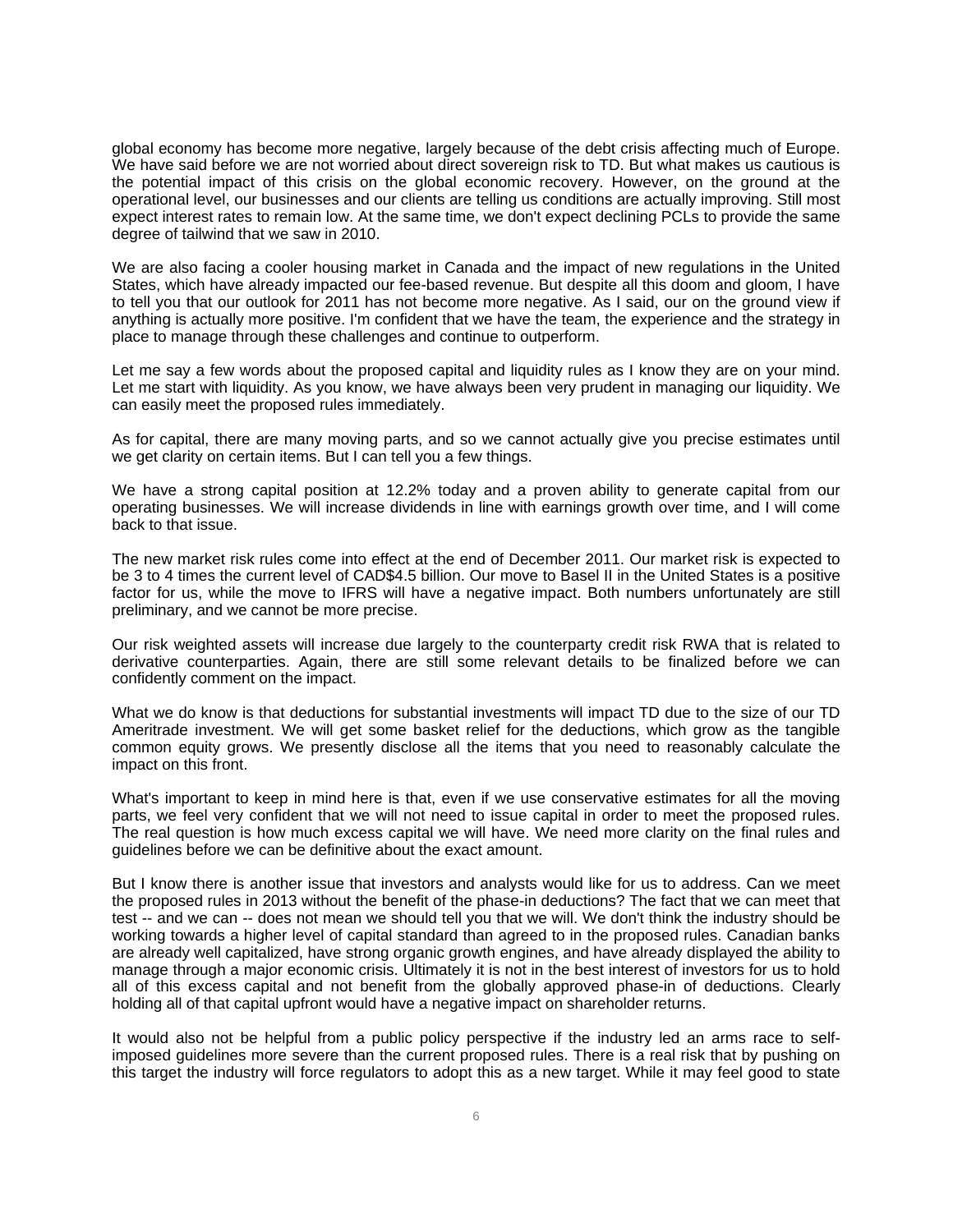global economy has become more negative, largely because of the debt crisis affecting much of Europe. We have said before we are not worried about direct sovereign risk to TD. But what makes us cautious is the potential impact of this crisis on the global economic recovery. However, on the ground at the operational level, our businesses and our clients are telling us conditions are actually improving. Still most expect interest rates to remain low. At the same time, we don't expect declining PCLs to provide the same degree of tailwind that we saw in 2010.

We are also facing a cooler housing market in Canada and the impact of new regulations in the United States, which have already impacted our fee-based revenue. But despite all this doom and gloom, I have to tell you that our outlook for 2011 has not become more negative. As I said, our on the ground view if anything is actually more positive. I'm confident that we have the team, the experience and the strategy in place to manage through these challenges and continue to outperform.

Let me say a few words about the proposed capital and liquidity rules as I know they are on your mind. Let me start with liquidity. As you know, we have always been very prudent in managing our liquidity. We can easily meet the proposed rules immediately.

As for capital, there are many moving parts, and so we cannot actually give you precise estimates until we get clarity on certain items. But I can tell you a few things.

We have a strong capital position at 12.2% today and a proven ability to generate capital from our operating businesses. We will increase dividends in line with earnings growth over time, and I will come back to that issue.

The new market risk rules come into effect at the end of December 2011. Our market risk is expected to be 3 to 4 times the current level of CAD$4.5 billion. Our move to Basel II in the United States is a positive factor for us, while the move to IFRS will have a negative impact. Both numbers unfortunately are still preliminary, and we cannot be more precise.

Our risk weighted assets will increase due largely to the counterparty credit risk RWA that is related to derivative counterparties. Again, there are still some relevant details to be finalized before we can confidently comment on the impact.

What we do know is that deductions for substantial investments will impact TD due to the size of our TD Ameritrade investment. We will get some basket relief for the deductions, which grow as the tangible common equity grows. We presently disclose all the items that you need to reasonably calculate the impact on this front.

What's important to keep in mind here is that, even if we use conservative estimates for all the moving parts, we feel very confident that we will not need to issue capital in order to meet the proposed rules. The real question is how much excess capital we will have. We need more clarity on the final rules and guidelines before we can be definitive about the exact amount.

But I know there is another issue that investors and analysts would like for us to address. Can we meet the proposed rules in 2013 without the benefit of the phase-in deductions? The fact that we can meet that test -- and we can -- does not mean we should tell you that we will. We don't think the industry should be working towards a higher level of capital standard than agreed to in the proposed rules. Canadian banks are already well capitalized, have strong organic growth engines, and have already displayed the ability to manage through a major economic crisis. Ultimately it is not in the best interest of investors for us to hold all of this excess capital and not benefit from the globally approved phase-in of deductions. Clearly holding all of that capital upfront would have a negative impact on shareholder returns.

It would also not be helpful from a public policy perspective if the industry led an arms race to self-imposed guidelines more severe than the current proposed rules. There is a real risk that by pushing on this target the industry will force regulators to adopt this as a new target. While it may feel good to state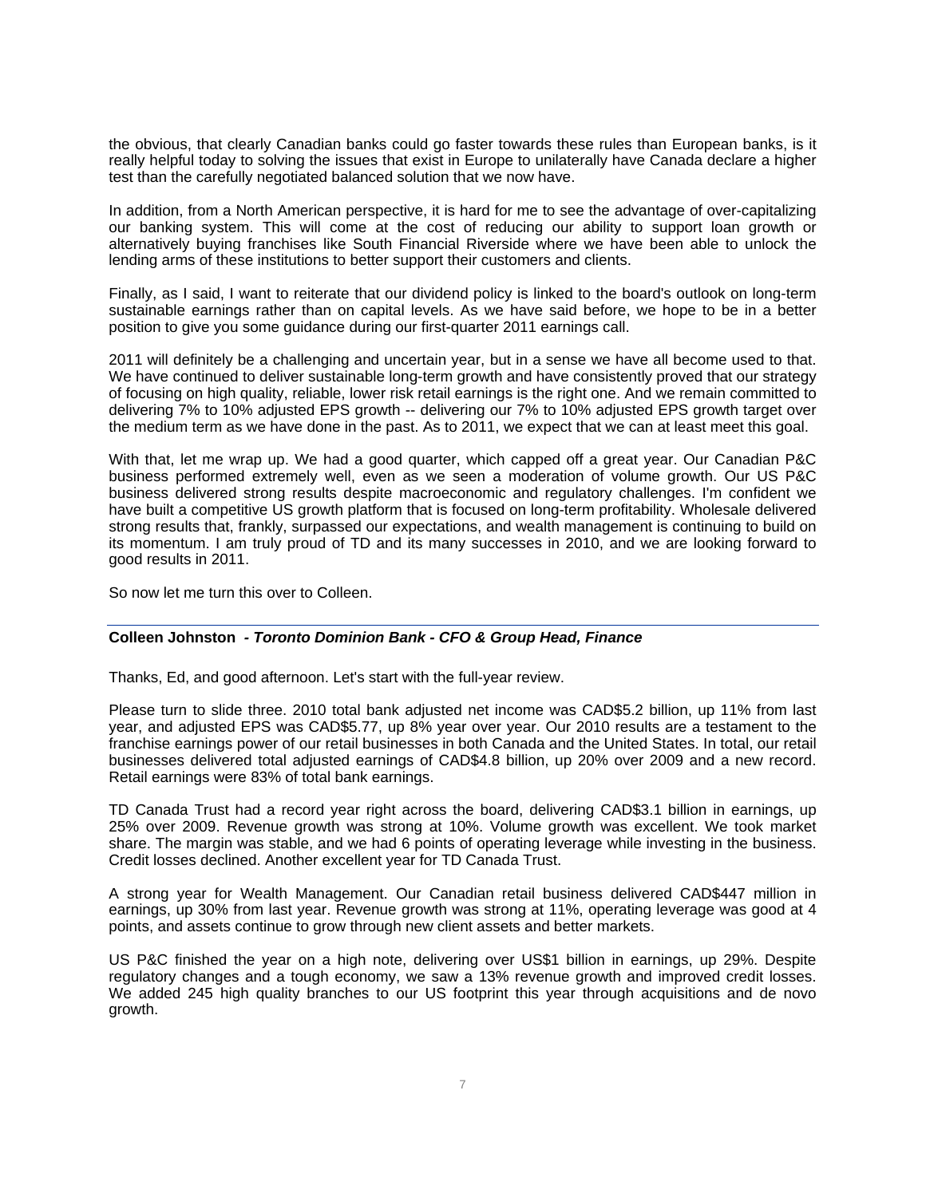the obvious, that clearly Canadian banks could go faster towards these rules than European banks, is it really helpful today to solving the issues that exist in Europe to unilaterally have Canada declare a higher test than the carefully negotiated balanced solution that we now have.

In addition, from a North American perspective, it is hard for me to see the advantage of over-capitalizing our banking system. This will come at the cost of reducing our ability to support loan growth or alternatively buying franchises like South Financial Riverside where we have been able to unlock the lending arms of these institutions to better support their customers and clients.

Finally, as I said, I want to reiterate that our dividend policy is linked to the board's outlook on long-term sustainable earnings rather than on capital levels. As we have said before, we hope to be in a better position to give you some guidance during our first-quarter 2011 earnings call.

2011 will definitely be a challenging and uncertain year, but in a sense we have all become used to that. We have continued to deliver sustainable long-term growth and have consistently proved that our strategy of focusing on high quality, reliable, lower risk retail earnings is the right one. And we remain committed to delivering 7% to 10% adjusted EPS growth -- delivering our 7% to 10% adjusted EPS growth target over the medium term as we have done in the past. As to 2011, we expect that we can at least meet this goal.

With that, let me wrap up. We had a good quarter, which capped off a great year. Our Canadian P&C business performed extremely well, even as we seen a moderation of volume growth. Our US P&C business delivered strong results despite macroeconomic and regulatory challenges. I'm confident we have built a competitive US growth platform that is focused on long-term profitability. Wholesale delivered strong results that, frankly, surpassed our expectations, and wealth management is continuing to build on its momentum. I am truly proud of TD and its many successes in 2010, and we are looking forward to good results in 2011.

So now let me turn this over to Colleen.

---

**Colleen Johnston** *- Toronto Dominion Bank - CFO & Group Head, Finance*

Thanks, Ed, and good afternoon. Let's start with the full-year review.

Please turn to slide three. 2010 total bank adjusted net income was CAD$5.2 billion, up 11% from last year, and adjusted EPS was CAD$5.77, up 8% year over year. Our 2010 results are a testament to the franchise earnings power of our retail businesses in both Canada and the United States. In total, our retail businesses delivered total adjusted earnings of CAD$4.8 billion, up 20% over 2009 and a new record. Retail earnings were 83% of total bank earnings.

TD Canada Trust had a record year right across the board, delivering CAD$3.1 billion in earnings, up 25% over 2009. Revenue growth was strong at 10%. Volume growth was excellent. We took market share. The margin was stable, and we had 6 points of operating leverage while investing in the business. Credit losses declined. Another excellent year for TD Canada Trust.

A strong year for Wealth Management. Our Canadian retail business delivered CAD$447 million in earnings, up 30% from last year. Revenue growth was strong at 11%, operating leverage was good at 4 points, and assets continue to grow through new client assets and better markets.

US P&C finished the year on a high note, delivering over US$1 billion in earnings, up 29%. Despite regulatory changes and a tough economy, we saw a 13% revenue growth and improved credit losses. We added 245 high quality branches to our US footprint this year through acquisitions and de novo growth.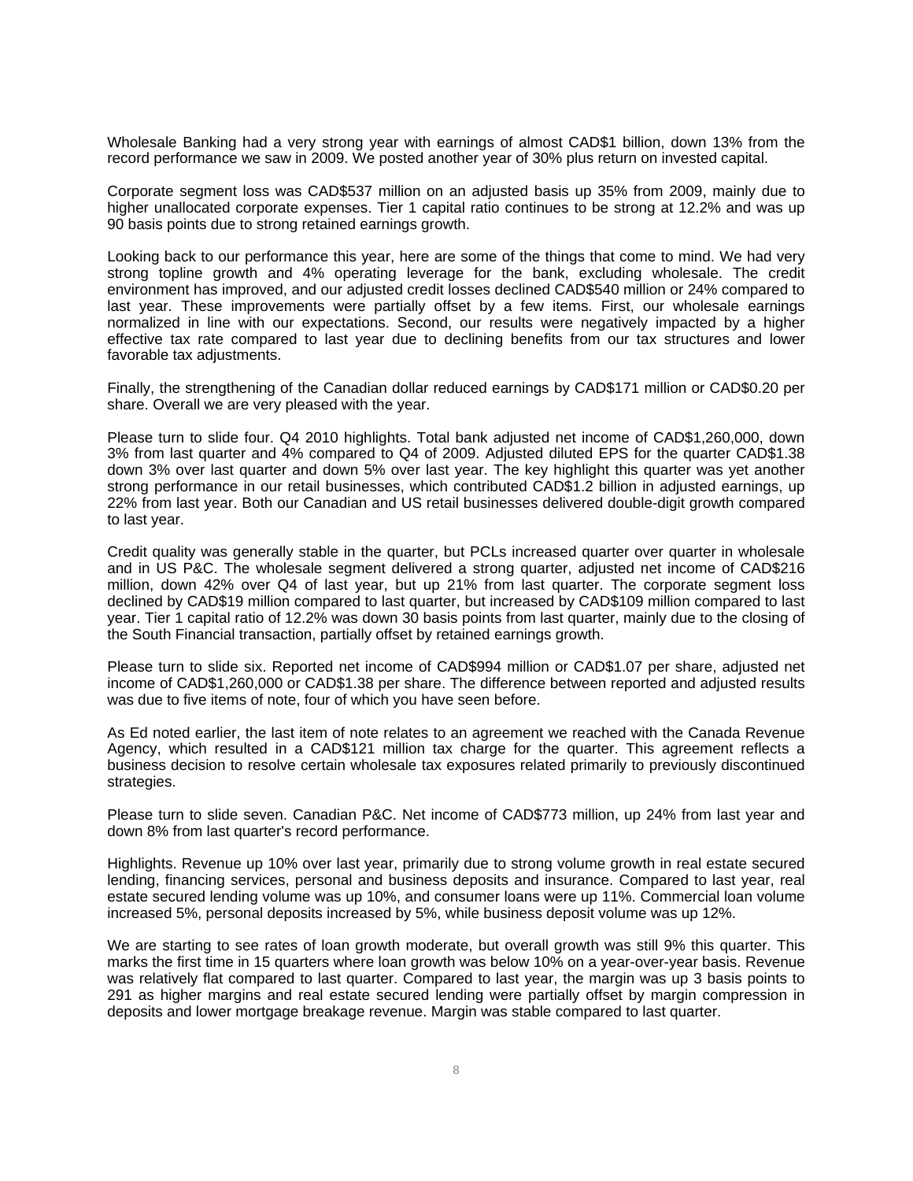Wholesale Banking had a very strong year with earnings of almost CAD$1 billion, down 13% from the record performance we saw in 2009. We posted another year of 30% plus return on invested capital.

Corporate segment loss was CAD$537 million on an adjusted basis up 35% from 2009, mainly due to higher unallocated corporate expenses. Tier 1 capital ratio continues to be strong at 12.2% and was up 90 basis points due to strong retained earnings growth.

Looking back to our performance this year, here are some of the things that come to mind. We had very strong topline growth and 4% operating leverage for the bank, excluding wholesale. The credit environment has improved, and our adjusted credit losses declined CAD$540 million or 24% compared to last year. These improvements were partially offset by a few items. First, our wholesale earnings normalized in line with our expectations. Second, our results were negatively impacted by a higher effective tax rate compared to last year due to declining benefits from our tax structures and lower favorable tax adjustments.

Finally, the strengthening of the Canadian dollar reduced earnings by CAD$171 million or CAD$0.20 per share. Overall we are very pleased with the year.

Please turn to slide four. Q4 2010 highlights. Total bank adjusted net income of CAD$1,260,000, down 3% from last quarter and 4% compared to Q4 of 2009. Adjusted diluted EPS for the quarter CAD$1.38 down 3% over last quarter and down 5% over last year. The key highlight this quarter was yet another strong performance in our retail businesses, which contributed CAD$1.2 billion in adjusted earnings, up 22% from last year. Both our Canadian and US retail businesses delivered double-digit growth compared to last year.

Credit quality was generally stable in the quarter, but PCLs increased quarter over quarter in wholesale and in US P&C. The wholesale segment delivered a strong quarter, adjusted net income of CAD$216 million, down 42% over Q4 of last year, but up 21% from last quarter. The corporate segment loss declined by CAD$19 million compared to last quarter, but increased by CAD$109 million compared to last year. Tier 1 capital ratio of 12.2% was down 30 basis points from last quarter, mainly due to the closing of the South Financial transaction, partially offset by retained earnings growth.

Please turn to slide six. Reported net income of CAD$994 million or CAD$1.07 per share, adjusted net income of CAD$1,260,000 or CAD$1.38 per share. The difference between reported and adjusted results was due to five items of note, four of which you have seen before.

As Ed noted earlier, the last item of note relates to an agreement we reached with the Canada Revenue Agency, which resulted in a CAD$121 million tax charge for the quarter. This agreement reflects a business decision to resolve certain wholesale tax exposures related primarily to previously discontinued strategies.

Please turn to slide seven. Canadian P&C. Net income of CAD$773 million, up 24% from last year and down 8% from last quarter's record performance.

Highlights. Revenue up 10% over last year, primarily due to strong volume growth in real estate secured lending, financing services, personal and business deposits and insurance. Compared to last year, real estate secured lending volume was up 10%, and consumer loans were up 11%. Commercial loan volume increased 5%, personal deposits increased by 5%, while business deposit volume was up 12%.

We are starting to see rates of loan growth moderate, but overall growth was still 9% this quarter. This marks the first time in 15 quarters where loan growth was below 10% on a year-over-year basis. Revenue was relatively flat compared to last quarter. Compared to last year, the margin was up 3 basis points to 291 as higher margins and real estate secured lending were partially offset by margin compression in deposits and lower mortgage breakage revenue. Margin was stable compared to last quarter.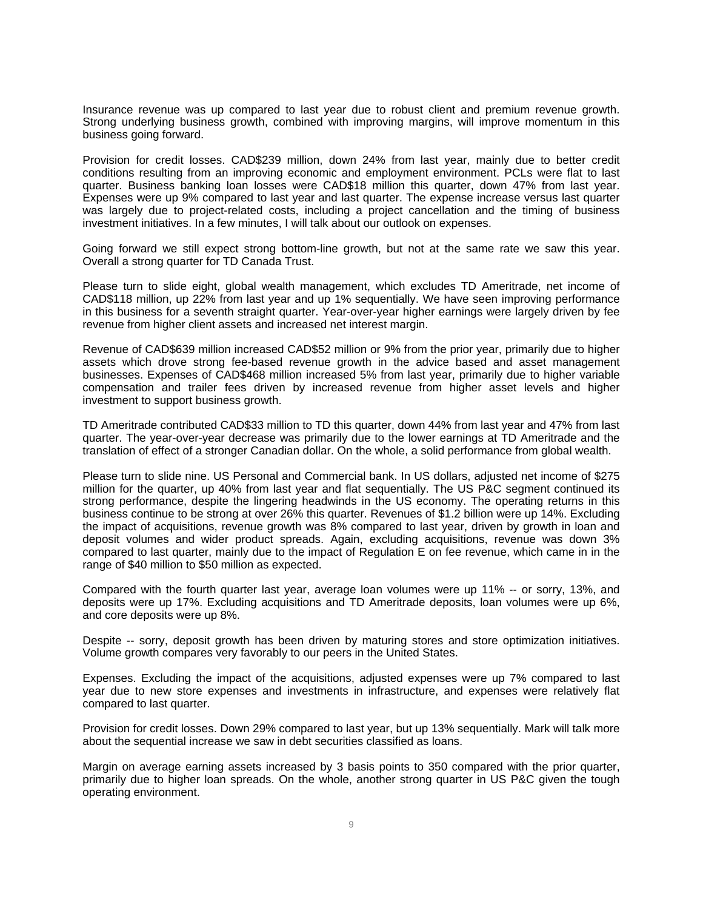Insurance revenue was up compared to last year due to robust client and premium revenue growth. Strong underlying business growth, combined with improving margins, will improve momentum in this business going forward.

Provision for credit losses. CAD$239 million, down 24% from last year, mainly due to better credit conditions resulting from an improving economic and employment environment. PCLs were flat to last quarter. Business banking loan losses were CAD$18 million this quarter, down 47% from last year. Expenses were up 9% compared to last year and last quarter. The expense increase versus last quarter was largely due to project-related costs, including a project cancellation and the timing of business investment initiatives. In a few minutes, I will talk about our outlook on expenses.

Going forward we still expect strong bottom-line growth, but not at the same rate we saw this year. Overall a strong quarter for TD Canada Trust.

Please turn to slide eight, global wealth management, which excludes TD Ameritrade, net income of CAD$118 million, up 22% from last year and up 1% sequentially. We have seen improving performance in this business for a seventh straight quarter. Year-over-year higher earnings were largely driven by fee revenue from higher client assets and increased net interest margin.

Revenue of CAD$639 million increased CAD$52 million or 9% from the prior year, primarily due to higher assets which drove strong fee-based revenue growth in the advice based and asset management businesses. Expenses of CAD$468 million increased 5% from last year, primarily due to higher variable compensation and trailer fees driven by increased revenue from higher asset levels and higher investment to support business growth.

TD Ameritrade contributed CAD$33 million to TD this quarter, down 44% from last year and 47% from last quarter. The year-over-year decrease was primarily due to the lower earnings at TD Ameritrade and the translation of effect of a stronger Canadian dollar. On the whole, a solid performance from global wealth.

Please turn to slide nine. US Personal and Commercial bank. In US dollars, adjusted net income of $275 million for the quarter, up 40% from last year and flat sequentially. The US P&C segment continued its strong performance, despite the lingering headwinds in the US economy. The operating returns in this business continue to be strong at over 26% this quarter. Revenues of $1.2 billion were up 14%. Excluding the impact of acquisitions, revenue growth was 8% compared to last year, driven by growth in loan and deposit volumes and wider product spreads. Again, excluding acquisitions, revenue was down 3% compared to last quarter, mainly due to the impact of Regulation E on fee revenue, which came in in the range of $40 million to $50 million as expected.

Compared with the fourth quarter last year, average loan volumes were up 11% -- or sorry, 13%, and deposits were up 17%. Excluding acquisitions and TD Ameritrade deposits, loan volumes were up 6%, and core deposits were up 8%.

Despite -- sorry, deposit growth has been driven by maturing stores and store optimization initiatives. Volume growth compares very favorably to our peers in the United States.

Expenses. Excluding the impact of the acquisitions, adjusted expenses were up 7% compared to last year due to new store expenses and investments in infrastructure, and expenses were relatively flat compared to last quarter.

Provision for credit losses. Down 29% compared to last year, but up 13% sequentially. Mark will talk more about the sequential increase we saw in debt securities classified as loans.

Margin on average earning assets increased by 3 basis points to 350 compared with the prior quarter, primarily due to higher loan spreads. On the whole, another strong quarter in US P&C given the tough operating environment.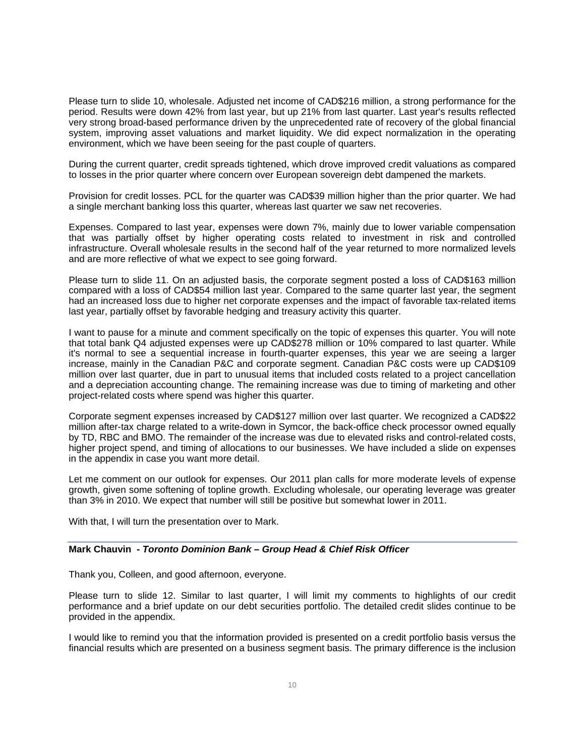Please turn to slide 10, wholesale. Adjusted net income of CAD$216 million, a strong performance for the period. Results were down 42% from last year, but up 21% from last quarter. Last year's results reflected very strong broad-based performance driven by the unprecedented rate of recovery of the global financial system, improving asset valuations and market liquidity. We did expect normalization in the operating environment, which we have been seeing for the past couple of quarters.

During the current quarter, credit spreads tightened, which drove improved credit valuations as compared to losses in the prior quarter where concern over European sovereign debt dampened the markets.

Provision for credit losses. PCL for the quarter was CAD$39 million higher than the prior quarter. We had a single merchant banking loss this quarter, whereas last quarter we saw net recoveries.

Expenses. Compared to last year, expenses were down 7%, mainly due to lower variable compensation that was partially offset by higher operating costs related to investment in risk and controlled infrastructure. Overall wholesale results in the second half of the year returned to more normalized levels and are more reflective of what we expect to see going forward.

Please turn to slide 11. On an adjusted basis, the corporate segment posted a loss of CAD$163 million compared with a loss of CAD$54 million last year. Compared to the same quarter last year, the segment had an increased loss due to higher net corporate expenses and the impact of favorable tax-related items last year, partially offset by favorable hedging and treasury activity this quarter.

I want to pause for a minute and comment specifically on the topic of expenses this quarter. You will note that total bank Q4 adjusted expenses were up CAD$278 million or 10% compared to last quarter. While it's normal to see a sequential increase in fourth-quarter expenses, this year we are seeing a larger increase, mainly in the Canadian P&C and corporate segment. Canadian P&C costs were up CAD$109 million over last quarter, due in part to unusual items that included costs related to a project cancellation and a depreciation accounting change. The remaining increase was due to timing of marketing and other project-related costs where spend was higher this quarter.

Corporate segment expenses increased by CAD$127 million over last quarter. We recognized a CAD$22 million after-tax charge related to a write-down in Symcor, the back-office check processor owned equally by TD, RBC and BMO. The remainder of the increase was due to elevated risks and control-related costs, higher project spend, and timing of allocations to our businesses. We have included a slide on expenses in the appendix in case you want more detail.

Let me comment on our outlook for expenses. Our 2011 plan calls for more moderate levels of expense growth, given some softening of topline growth. Excluding wholesale, our operating leverage was greater than 3% in 2010. We expect that number will still be positive but somewhat lower in 2011.

With that, I will turn the presentation over to Mark.

---

**Mark Chauvin** *- Toronto Dominion Bank – Group Head & Chief Risk Officer*

Thank you, Colleen, and good afternoon, everyone.

Please turn to slide 12. Similar to last quarter, I will limit my comments to highlights of our credit performance and a brief update on our debt securities portfolio. The detailed credit slides continue to be provided in the appendix.

I would like to remind you that the information provided is presented on a credit portfolio basis versus the financial results which are presented on a business segment basis. The primary difference is the inclusion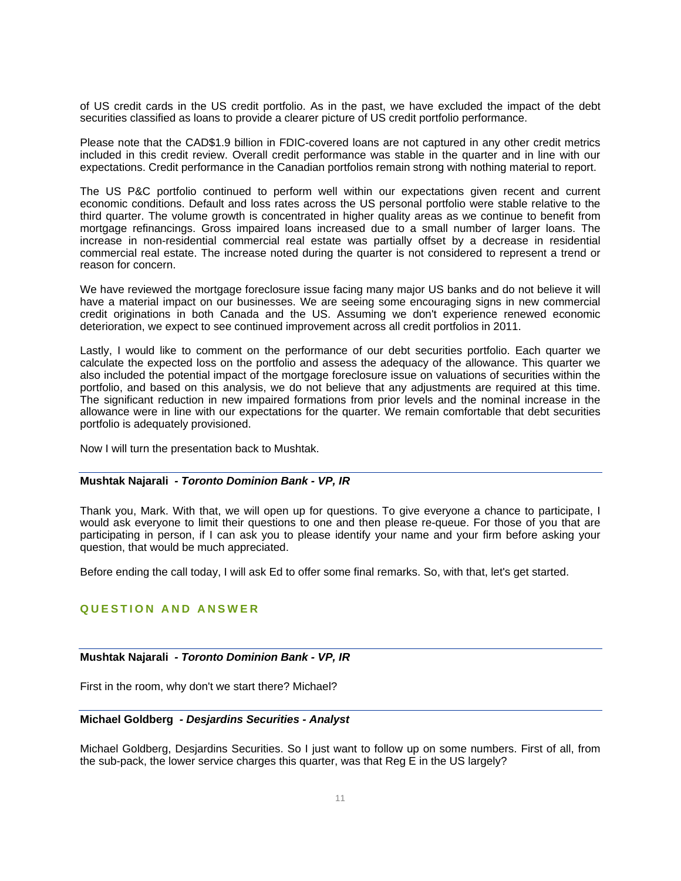of US credit cards in the US credit portfolio. As in the past, we have excluded the impact of the debt securities classified as loans to provide a clearer picture of US credit portfolio performance.

Please note that the CAD$1.9 billion in FDIC-covered loans are not captured in any other credit metrics included in this credit review. Overall credit performance was stable in the quarter and in line with our expectations. Credit performance in the Canadian portfolios remain strong with nothing material to report.

The US P&C portfolio continued to perform well within our expectations given recent and current economic conditions. Default and loss rates across the US personal portfolio were stable relative to the third quarter. The volume growth is concentrated in higher quality areas as we continue to benefit from mortgage refinancings. Gross impaired loans increased due to a small number of larger loans. The increase in non-residential commercial real estate was partially offset by a decrease in residential commercial real estate. The increase noted during the quarter is not considered to represent a trend or reason for concern.

We have reviewed the mortgage foreclosure issue facing many major US banks and do not believe it will have a material impact on our businesses. We are seeing some encouraging signs in new commercial credit originations in both Canada and the US. Assuming we don't experience renewed economic deterioration, we expect to see continued improvement across all credit portfolios in 2011.

Lastly, I would like to comment on the performance of our debt securities portfolio. Each quarter we calculate the expected loss on the portfolio and assess the adequacy of the allowance. This quarter we also included the potential impact of the mortgage foreclosure issue on valuations of securities within the portfolio, and based on this analysis, we do not believe that any adjustments are required at this time. The significant reduction in new impaired formations from prior levels and the nominal increase in the allowance were in line with our expectations for the quarter. We remain comfortable that debt securities portfolio is adequately provisioned.

Now I will turn the presentation back to Mushtak.

**Mushtak Najarali** *- Toronto Dominion Bank - VP, IR*

Thank you, Mark. With that, we will open up for questions. To give everyone a chance to participate, I would ask everyone to limit their questions to one and then please re-queue. For those of you that are participating in person, if I can ask you to please identify your name and your firm before asking your question, that would be much appreciated.

Before ending the call today, I will ask Ed to offer some final remarks. So, with that, let's get started.

## QUESTION AND ANSWER

**Mushtak Najarali** *- Toronto Dominion Bank - VP, IR*

First in the room, why don't we start there? Michael?

**Michael Goldberg** *- Desjardins Securities - Analyst*

Michael Goldberg, Desjardins Securities. So I just want to follow up on some numbers. First of all, from the sub-pack, the lower service charges this quarter, was that Reg E in the US largely?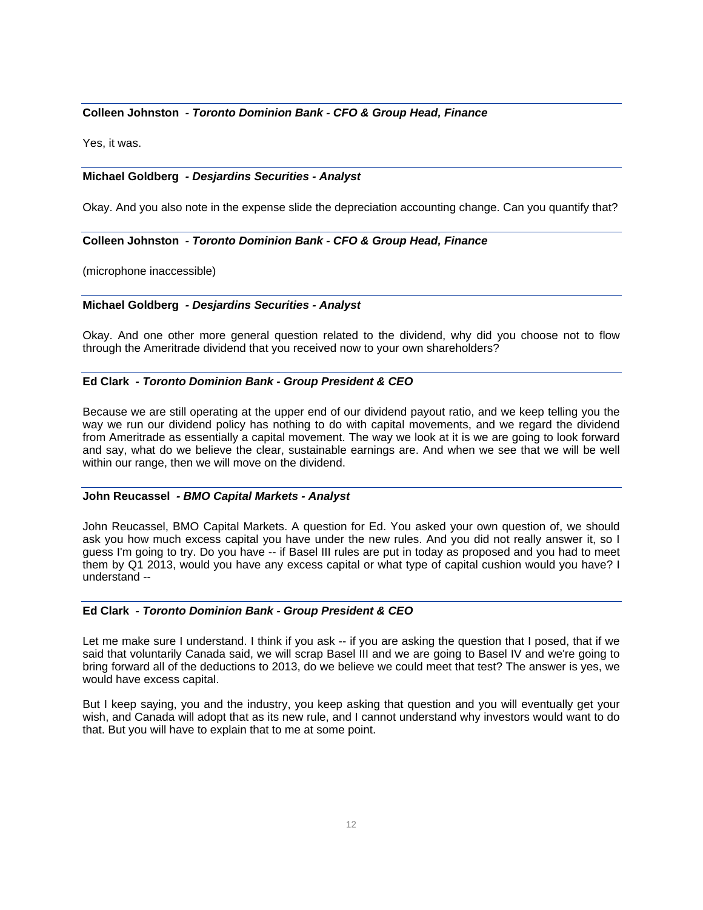**Colleen Johnston** *- Toronto Dominion Bank - CFO & Group Head, Finance*

Yes, it was.

---

**Michael Goldberg** *- Desjardins Securities - Analyst*

Okay. And you also note in the expense slide the depreciation accounting change. Can you quantify that?

---

**Colleen Johnston** *- Toronto Dominion Bank - CFO & Group Head, Finance*

(microphone inaccessible)

---

**Michael Goldberg** *- Desjardins Securities - Analyst*

Okay. And one other more general question related to the dividend, why did you choose not to flow through the Ameritrade dividend that you received now to your own shareholders?

---

**Ed Clark** *- Toronto Dominion Bank - Group President & CEO*

Because we are still operating at the upper end of our dividend payout ratio, and we keep telling you the way we run our dividend policy has nothing to do with capital movements, and we regard the dividend from Ameritrade as essentially a capital movement. The way we look at it is we are going to look forward and say, what do we believe the clear, sustainable earnings are. And when we see that we will be well within our range, then we will move on the dividend.

---

**John Reucassel** *- BMO Capital Markets - Analyst*

John Reucassel, BMO Capital Markets. A question for Ed. You asked your own question of, we should ask you how much excess capital you have under the new rules. And you did not really answer it, so I guess I'm going to try. Do you have -- if Basel III rules are put in today as proposed and you had to meet them by Q1 2013, would you have any excess capital or what type of capital cushion would you have? I understand --

---

**Ed Clark** *- Toronto Dominion Bank - Group President & CEO*

Let me make sure I understand. I think if you ask -- if you are asking the question that I posed, that if we said that voluntarily Canada said, we will scrap Basel III and we are going to Basel IV and we're going to bring forward all of the deductions to 2013, do we believe we could meet that test? The answer is yes, we would have excess capital.

But I keep saying, you and the industry, you keep asking that question and you will eventually get your wish, and Canada will adopt that as its new rule, and I cannot understand why investors would want to do that. But you will have to explain that to me at some point.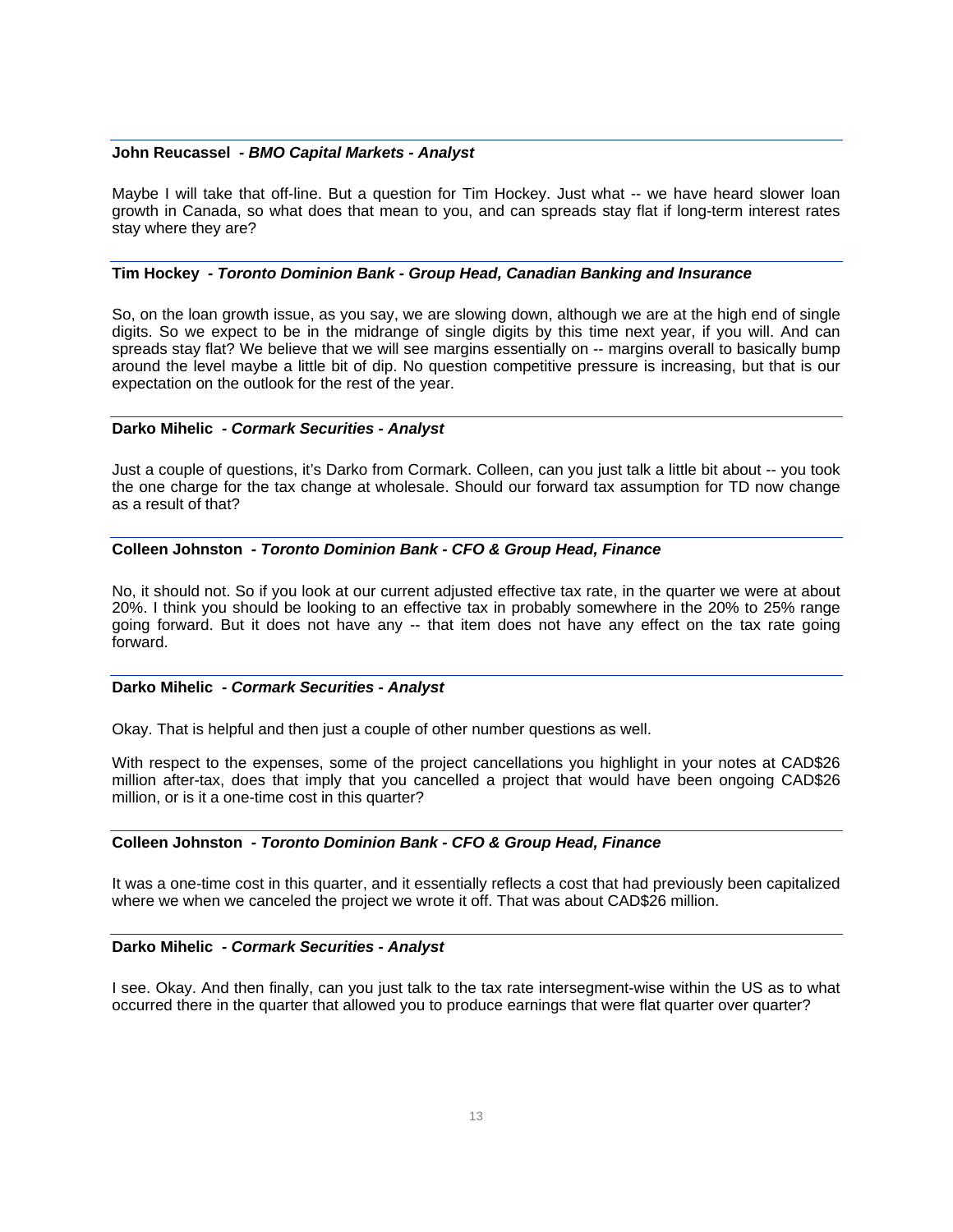**John Reucassel** *- BMO Capital Markets - Analyst*

Maybe I will take that off-line. But a question for Tim Hockey. Just what -- we have heard slower loan growth in Canada, so what does that mean to you, and can spreads stay flat if long-term interest rates stay where they are?

**Tim Hockey** *- Toronto Dominion Bank - Group Head, Canadian Banking and Insurance*

So, on the loan growth issue, as you say, we are slowing down, although we are at the high end of single digits. So we expect to be in the midrange of single digits by this time next year, if you will. And can spreads stay flat? We believe that we will see margins essentially on -- margins overall to basically bump around the level maybe a little bit of dip. No question competitive pressure is increasing, but that is our expectation on the outlook for the rest of the year.

**Darko Mihelic** *- Cormark Securities - Analyst*

Just a couple of questions, it's Darko from Cormark. Colleen, can you just talk a little bit about -- you took the one charge for the tax change at wholesale. Should our forward tax assumption for TD now change as a result of that?

**Colleen Johnston** *- Toronto Dominion Bank - CFO & Group Head, Finance*

No, it should not. So if you look at our current adjusted effective tax rate, in the quarter we were at about 20%. I think you should be looking to an effective tax in probably somewhere in the 20% to 25% range going forward. But it does not have any -- that item does not have any effect on the tax rate going forward.

**Darko Mihelic** *- Cormark Securities - Analyst*

Okay. That is helpful and then just a couple of other number questions as well.

With respect to the expenses, some of the project cancellations you highlight in your notes at CAD$26 million after-tax, does that imply that you cancelled a project that would have been ongoing CAD$26 million, or is it a one-time cost in this quarter?

**Colleen Johnston** *- Toronto Dominion Bank - CFO & Group Head, Finance*

It was a one-time cost in this quarter, and it essentially reflects a cost that had previously been capitalized where we when we canceled the project we wrote it off. That was about CAD$26 million.

**Darko Mihelic** *- Cormark Securities - Analyst*

I see. Okay. And then finally, can you just talk to the tax rate intersegment-wise within the US as to what occurred there in the quarter that allowed you to produce earnings that were flat quarter over quarter?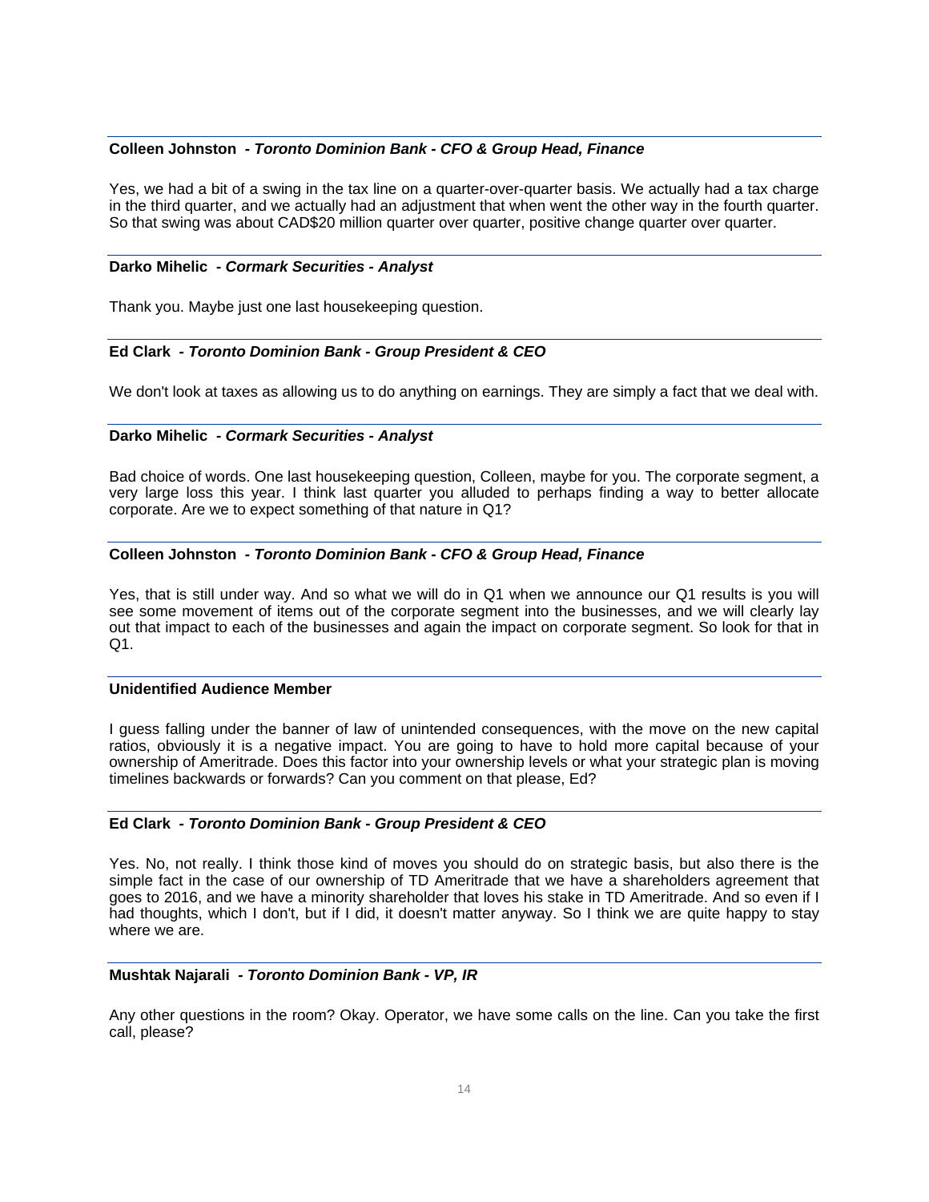**Colleen Johnston** *- Toronto Dominion Bank - CFO & Group Head, Finance*

Yes, we had a bit of a swing in the tax line on a quarter-over-quarter basis. We actually had a tax charge in the third quarter, and we actually had an adjustment that when went the other way in the fourth quarter. So that swing was about CAD$20 million quarter over quarter, positive change quarter over quarter.

**Darko Mihelic** *- Cormark Securities - Analyst*

Thank you. Maybe just one last housekeeping question.

**Ed Clark** *- Toronto Dominion Bank - Group President & CEO*

We don't look at taxes as allowing us to do anything on earnings. They are simply a fact that we deal with.

**Darko Mihelic** *- Cormark Securities - Analyst*

Bad choice of words. One last housekeeping question, Colleen, maybe for you. The corporate segment, a very large loss this year. I think last quarter you alluded to perhaps finding a way to better allocate corporate. Are we to expect something of that nature in Q1?

**Colleen Johnston** *- Toronto Dominion Bank - CFO & Group Head, Finance*

Yes, that is still under way. And so what we will do in Q1 when we announce our Q1 results is you will see some movement of items out of the corporate segment into the businesses, and we will clearly lay out that impact to each of the businesses and again the impact on corporate segment. So look for that in Q1.

**Unidentified Audience Member**

I guess falling under the banner of law of unintended consequences, with the move on the new capital ratios, obviously it is a negative impact. You are going to have to hold more capital because of your ownership of Ameritrade. Does this factor into your ownership levels or what your strategic plan is moving timelines backwards or forwards? Can you comment on that please, Ed?

**Ed Clark** *- Toronto Dominion Bank - Group President & CEO*

Yes. No, not really. I think those kind of moves you should do on strategic basis, but also there is the simple fact in the case of our ownership of TD Ameritrade that we have a shareholders agreement that goes to 2016, and we have a minority shareholder that loves his stake in TD Ameritrade. And so even if I had thoughts, which I don't, but if I did, it doesn't matter anyway. So I think we are quite happy to stay where we are.

**Mushtak Najarali** *- Toronto Dominion Bank - VP, IR*

Any other questions in the room? Okay. Operator, we have some calls on the line. Can you take the first call, please?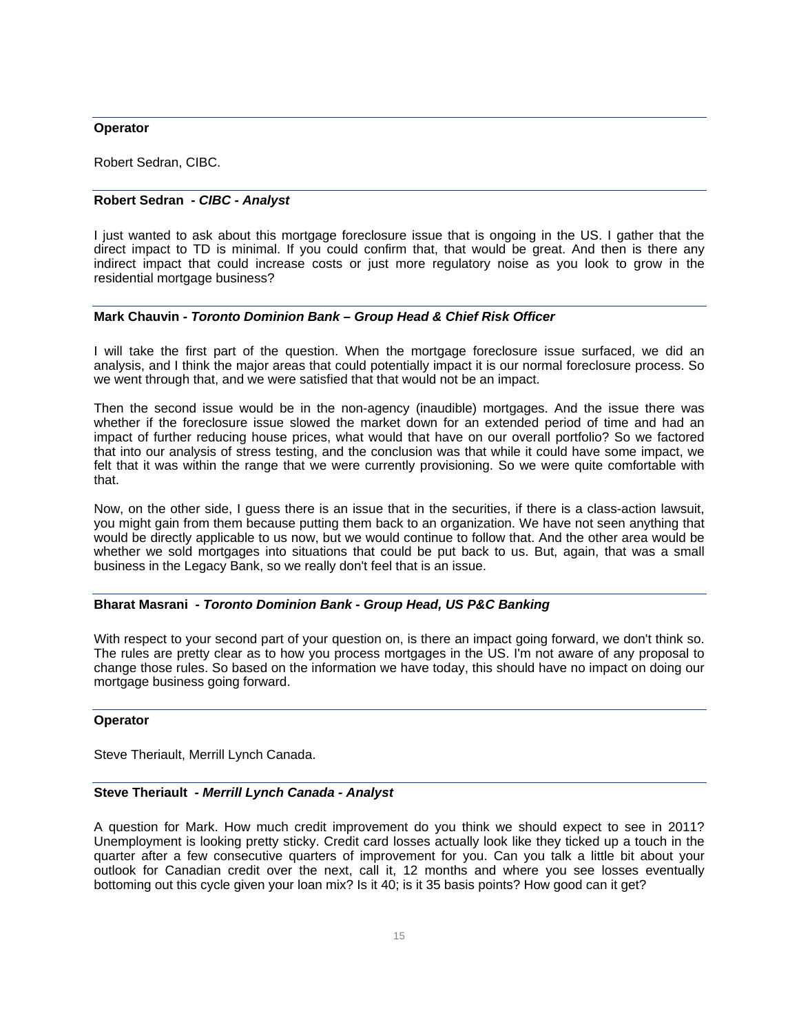**Operator**

Robert Sedran, CIBC.

**Robert Sedran** *- CIBC - Analyst*

I just wanted to ask about this mortgage foreclosure issue that is ongoing in the US. I gather that the direct impact to TD is minimal. If you could confirm that, that would be great. And then is there any indirect impact that could increase costs or just more regulatory noise as you look to grow in the residential mortgage business?

**Mark Chauvin** *- Toronto Dominion Bank – Group Head & Chief Risk Officer*

I will take the first part of the question. When the mortgage foreclosure issue surfaced, we did an analysis, and I think the major areas that could potentially impact it is our normal foreclosure process. So we went through that, and we were satisfied that that would not be an impact.

Then the second issue would be in the non-agency (inaudible) mortgages. And the issue there was whether if the foreclosure issue slowed the market down for an extended period of time and had an impact of further reducing house prices, what would that have on our overall portfolio? So we factored that into our analysis of stress testing, and the conclusion was that while it could have some impact, we felt that it was within the range that we were currently provisioning. So we were quite comfortable with that.

Now, on the other side, I guess there is an issue that in the securities, if there is a class-action lawsuit, you might gain from them because putting them back to an organization. We have not seen anything that would be directly applicable to us now, but we would continue to follow that. And the other area would be whether we sold mortgages into situations that could be put back to us. But, again, that was a small business in the Legacy Bank, so we really don't feel that is an issue.

**Bharat Masrani** *- Toronto Dominion Bank - Group Head, US P&C Banking*

With respect to your second part of your question on, is there an impact going forward, we don't think so. The rules are pretty clear as to how you process mortgages in the US. I'm not aware of any proposal to change those rules. So based on the information we have today, this should have no impact on doing our mortgage business going forward.

**Operator**

Steve Theriault, Merrill Lynch Canada.

**Steve Theriault** *- Merrill Lynch Canada - Analyst*

A question for Mark. How much credit improvement do you think we should expect to see in 2011? Unemployment is looking pretty sticky. Credit card losses actually look like they ticked up a touch in the quarter after a few consecutive quarters of improvement for you. Can you talk a little bit about your outlook for Canadian credit over the next, call it, 12 months and where you see losses eventually bottoming out this cycle given your loan mix? Is it 40; is it 35 basis points? How good can it get?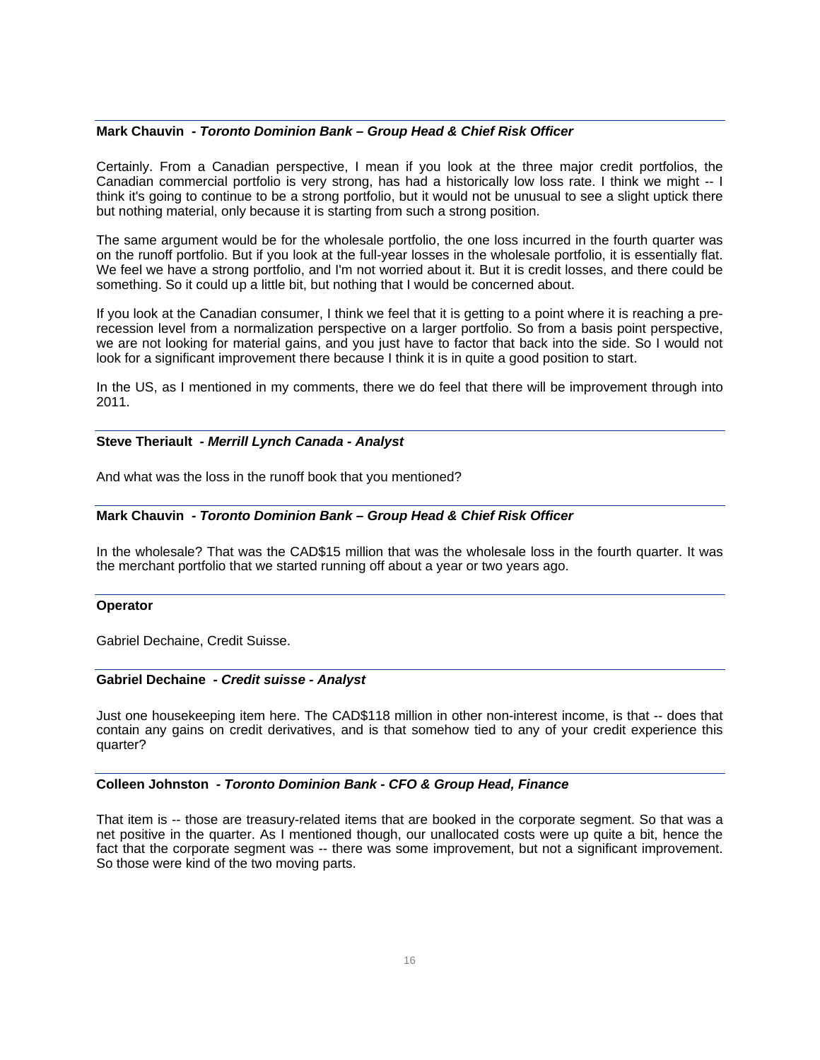**Mark Chauvin** - ***Toronto Dominion Bank – Group Head & Chief Risk Officer***

Certainly. From a Canadian perspective, I mean if you look at the three major credit portfolios, the Canadian commercial portfolio is very strong, has had a historically low loss rate. I think we might -- I think it's going to continue to be a strong portfolio, but it would not be unusual to see a slight uptick there but nothing material, only because it is starting from such a strong position.

The same argument would be for the wholesale portfolio, the one loss incurred in the fourth quarter was on the runoff portfolio. But if you look at the full-year losses in the wholesale portfolio, it is essentially flat. We feel we have a strong portfolio, and I'm not worried about it. But it is credit losses, and there could be something. So it could up a little bit, but nothing that I would be concerned about.

If you look at the Canadian consumer, I think we feel that it is getting to a point where it is reaching a pre-recession level from a normalization perspective on a larger portfolio. So from a basis point perspective, we are not looking for material gains, and you just have to factor that back into the side. So I would not look for a significant improvement there because I think it is in quite a good position to start.

In the US, as I mentioned in my comments, there we do feel that there will be improvement through into 2011.

**Steve Theriault** - ***Merrill Lynch Canada - Analyst***

And what was the loss in the runoff book that you mentioned?

**Mark Chauvin** - ***Toronto Dominion Bank – Group Head & Chief Risk Officer***

In the wholesale? That was the CAD$15 million that was the wholesale loss in the fourth quarter. It was the merchant portfolio that we started running off about a year or two years ago.

**Operator**

Gabriel Dechaine, Credit Suisse.

**Gabriel Dechaine** - ***Credit suisse - Analyst***

Just one housekeeping item here. The CAD$118 million in other non-interest income, is that -- does that contain any gains on credit derivatives, and is that somehow tied to any of your credit experience this quarter?

**Colleen Johnston** - ***Toronto Dominion Bank - CFO & Group Head, Finance***

That item is -- those are treasury-related items that are booked in the corporate segment. So that was a net positive in the quarter. As I mentioned though, our unallocated costs were up quite a bit, hence the fact that the corporate segment was -- there was some improvement, but not a significant improvement. So those were kind of the two moving parts.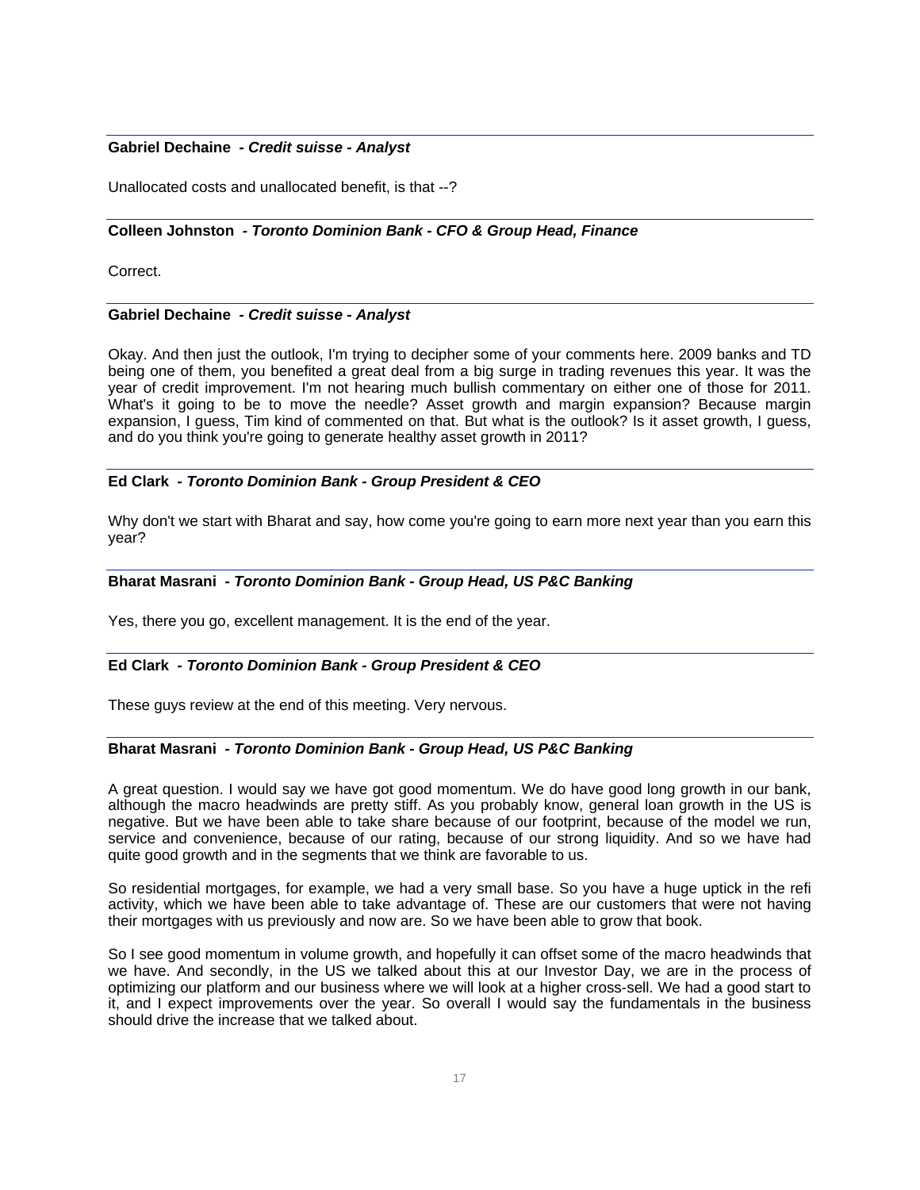---

**Gabriel Dechaine** *- Credit suisse - Analyst*

Unallocated costs and unallocated benefit, is that --?

---

**Colleen Johnston** *- Toronto Dominion Bank - CFO & Group Head, Finance*

Correct.

---

**Gabriel Dechaine** *- Credit suisse - Analyst*

Okay. And then just the outlook, I'm trying to decipher some of your comments here. 2009 banks and TD being one of them, you benefited a great deal from a big surge in trading revenues this year. It was the year of credit improvement. I'm not hearing much bullish commentary on either one of those for 2011. What's it going to be to move the needle? Asset growth and margin expansion? Because margin expansion, I guess, Tim kind of commented on that. But what is the outlook? Is it asset growth, I guess, and do you think you're going to generate healthy asset growth in 2011?

---

**Ed Clark** *- Toronto Dominion Bank - Group President & CEO*

Why don't we start with Bharat and say, how come you're going to earn more next year than you earn this year?

---

**Bharat Masrani** *- Toronto Dominion Bank - Group Head, US P&C Banking*

Yes, there you go, excellent management. It is the end of the year.

---

**Ed Clark** *- Toronto Dominion Bank - Group President & CEO*

These guys review at the end of this meeting. Very nervous.

---

**Bharat Masrani** *- Toronto Dominion Bank - Group Head, US P&C Banking*

A great question. I would say we have got good momentum. We do have good long growth in our bank, although the macro headwinds are pretty stiff. As you probably know, general loan growth in the US is negative. But we have been able to take share because of our footprint, because of the model we run, service and convenience, because of our rating, because of our strong liquidity. And so we have had quite good growth and in the segments that we think are favorable to us.

So residential mortgages, for example, we had a very small base. So you have a huge uptick in the refi activity, which we have been able to take advantage of. These are our customers that were not having their mortgages with us previously and now are. So we have been able to grow that book.

So I see good momentum in volume growth, and hopefully it can offset some of the macro headwinds that we have. And secondly, in the US we talked about this at our Investor Day, we are in the process of optimizing our platform and our business where we will look at a higher cross-sell. We had a good start to it, and I expect improvements over the year. So overall I would say the fundamentals in the business should drive the increase that we talked about.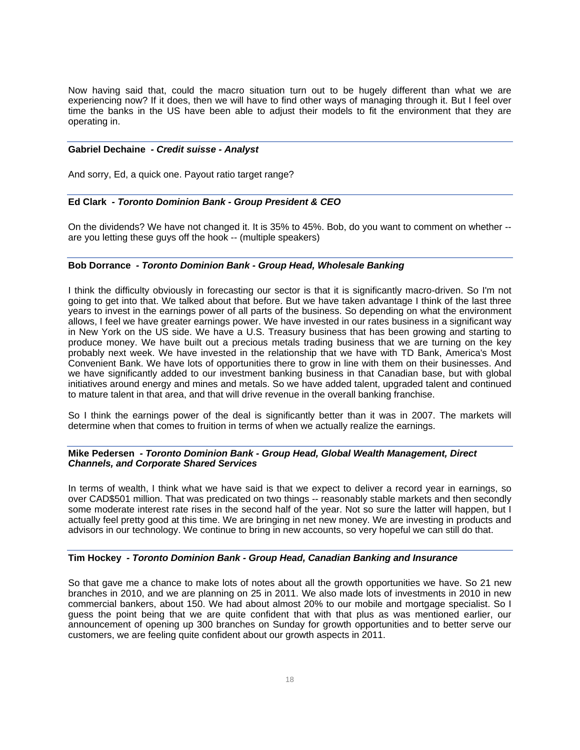Now having said that, could the macro situation turn out to be hugely different than what we are experiencing now? If it does, then we will have to find other ways of managing through it. But I feel over time the banks in the US have been able to adjust their models to fit the environment that they are operating in.

---

**Gabriel Dechaine** *- Credit suisse - Analyst*

And sorry, Ed, a quick one. Payout ratio target range?

---

**Ed Clark** *- Toronto Dominion Bank - Group President & CEO*

On the dividends? We have not changed it. It is 35% to 45%. Bob, do you want to comment on whether -- are you letting these guys off the hook -- (multiple speakers)

---

**Bob Dorrance** *- Toronto Dominion Bank - Group Head, Wholesale Banking*

I think the difficulty obviously in forecasting our sector is that it is significantly macro-driven. So I'm not going to get into that. We talked about that before. But we have taken advantage I think of the last three years to invest in the earnings power of all parts of the business. So depending on what the environment allows, I feel we have greater earnings power. We have invested in our rates business in a significant way in New York on the US side. We have a U.S. Treasury business that has been growing and starting to produce money. We have built out a precious metals trading business that we are turning on the key probably next week. We have invested in the relationship that we have with TD Bank, America's Most Convenient Bank. We have lots of opportunities there to grow in line with them on their businesses. And we have significantly added to our investment banking business in that Canadian base, but with global initiatives around energy and mines and metals. So we have added talent, upgraded talent and continued to mature talent in that area, and that will drive revenue in the overall banking franchise.

So I think the earnings power of the deal is significantly better than it was in 2007. The markets will determine when that comes to fruition in terms of when we actually realize the earnings.

---

**Mike Pedersen** *- Toronto Dominion Bank - Group Head, Global Wealth Management, Direct Channels, and Corporate Shared Services*

In terms of wealth, I think what we have said is that we expect to deliver a record year in earnings, so over CAD$501 million. That was predicated on two things -- reasonably stable markets and then secondly some moderate interest rate rises in the second half of the year. Not so sure the latter will happen, but I actually feel pretty good at this time. We are bringing in net new money. We are investing in products and advisors in our technology. We continue to bring in new accounts, so very hopeful we can still do that.

---

**Tim Hockey** *- Toronto Dominion Bank - Group Head, Canadian Banking and Insurance*

So that gave me a chance to make lots of notes about all the growth opportunities we have. So 21 new branches in 2010, and we are planning on 25 in 2011. We also made lots of investments in 2010 in new commercial bankers, about 150. We had about almost 20% to our mobile and mortgage specialist. So I guess the point being that we are quite confident that with that plus as was mentioned earlier, our announcement of opening up 300 branches on Sunday for growth opportunities and to better serve our customers, we are feeling quite confident about our growth aspects in 2011.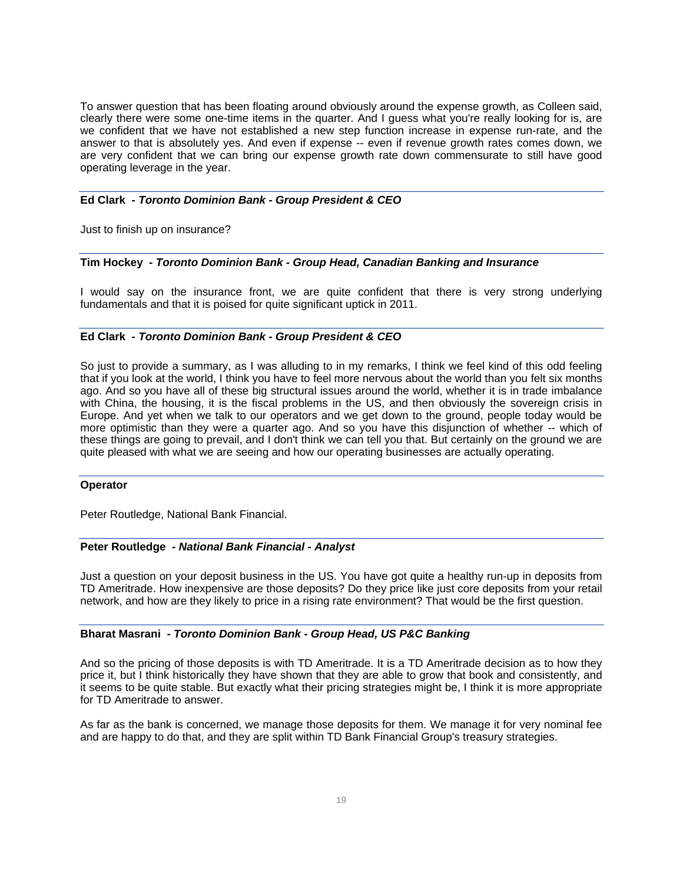To answer question that has been floating around obviously around the expense growth, as Colleen said, clearly there were some one-time items in the quarter. And I guess what you're really looking for is, are we confident that we have not established a new step function increase in expense run-rate, and the answer to that is absolutely yes. And even if expense -- even if revenue growth rates comes down, we are very confident that we can bring our expense growth rate down commensurate to still have good operating leverage in the year.

**Ed Clark** *- Toronto Dominion Bank - Group President & CEO*

Just to finish up on insurance?

**Tim Hockey** *- Toronto Dominion Bank - Group Head, Canadian Banking and Insurance*

I would say on the insurance front, we are quite confident that there is very strong underlying fundamentals and that it is poised for quite significant uptick in 2011.

**Ed Clark** *- Toronto Dominion Bank - Group President & CEO*

So just to provide a summary, as I was alluding to in my remarks, I think we feel kind of this odd feeling that if you look at the world, I think you have to feel more nervous about the world than you felt six months ago. And so you have all of these big structural issues around the world, whether it is in trade imbalance with China, the housing, it is the fiscal problems in the US, and then obviously the sovereign crisis in Europe. And yet when we talk to our operators and we get down to the ground, people today would be more optimistic than they were a quarter ago. And so you have this disjunction of whether -- which of these things are going to prevail, and I don't think we can tell you that. But certainly on the ground we are quite pleased with what we are seeing and how our operating businesses are actually operating.

**Operator**

Peter Routledge, National Bank Financial.

**Peter Routledge** *- National Bank Financial - Analyst*

Just a question on your deposit business in the US. You have got quite a healthy run-up in deposits from TD Ameritrade. How inexpensive are those deposits? Do they price like just core deposits from your retail network, and how are they likely to price in a rising rate environment? That would be the first question.

**Bharat Masrani** *- Toronto Dominion Bank - Group Head, US P&C Banking*

And so the pricing of those deposits is with TD Ameritrade. It is a TD Ameritrade decision as to how they price it, but I think historically they have shown that they are able to grow that book and consistently, and it seems to be quite stable. But exactly what their pricing strategies might be, I think it is more appropriate for TD Ameritrade to answer.

As far as the bank is concerned, we manage those deposits for them. We manage it for very nominal fee and are happy to do that, and they are split within TD Bank Financial Group's treasury strategies.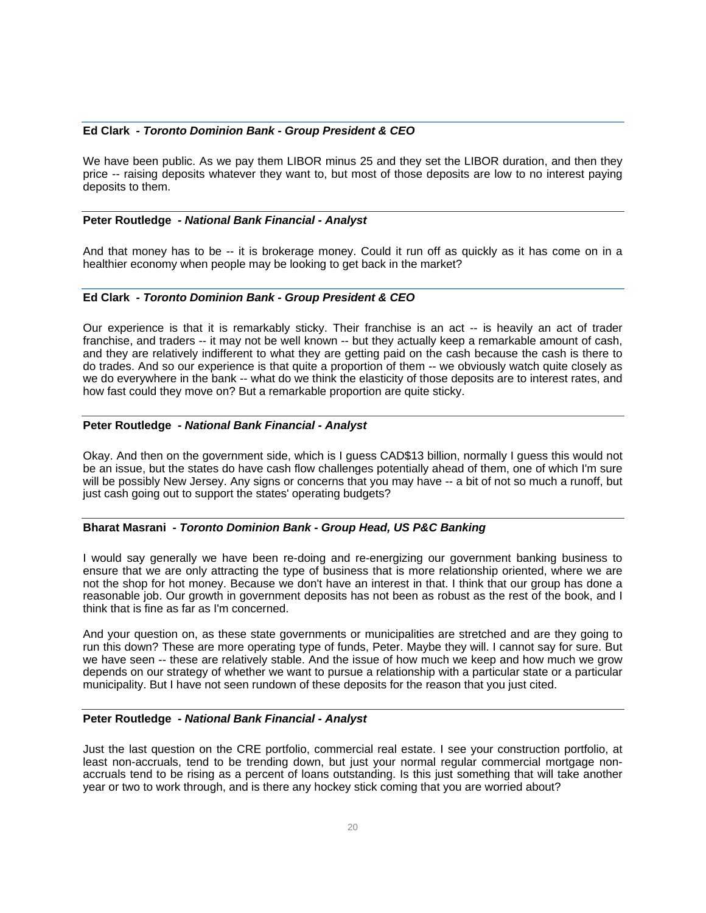**Ed Clark** *- Toronto Dominion Bank - Group President & CEO*

We have been public. As we pay them LIBOR minus 25 and they set the LIBOR duration, and then they price -- raising deposits whatever they want to, but most of those deposits are low to no interest paying deposits to them.

**Peter Routledge** *- National Bank Financial - Analyst*

And that money has to be -- it is brokerage money. Could it run off as quickly as it has come on in a healthier economy when people may be looking to get back in the market?

**Ed Clark** *- Toronto Dominion Bank - Group President & CEO*

Our experience is that it is remarkably sticky. Their franchise is an act -- is heavily an act of trader franchise, and traders -- it may not be well known -- but they actually keep a remarkable amount of cash, and they are relatively indifferent to what they are getting paid on the cash because the cash is there to do trades. And so our experience is that quite a proportion of them -- we obviously watch quite closely as we do everywhere in the bank -- what do we think the elasticity of those deposits are to interest rates, and how fast could they move on? But a remarkable proportion are quite sticky.

**Peter Routledge** *- National Bank Financial - Analyst*

Okay. And then on the government side, which is I guess CAD$13 billion, normally I guess this would not be an issue, but the states do have cash flow challenges potentially ahead of them, one of which I'm sure will be possibly New Jersey. Any signs or concerns that you may have -- a bit of not so much a runoff, but just cash going out to support the states' operating budgets?

**Bharat Masrani** *- Toronto Dominion Bank - Group Head, US P&C Banking*

I would say generally we have been re-doing and re-energizing our government banking business to ensure that we are only attracting the type of business that is more relationship oriented, where we are not the shop for hot money. Because we don't have an interest in that. I think that our group has done a reasonable job. Our growth in government deposits has not been as robust as the rest of the book, and I think that is fine as far as I'm concerned.

And your question on, as these state governments or municipalities are stretched and are they going to run this down? These are more operating type of funds, Peter. Maybe they will. I cannot say for sure. But we have seen -- these are relatively stable. And the issue of how much we keep and how much we grow depends on our strategy of whether we want to pursue a relationship with a particular state or a particular municipality. But I have not seen rundown of these deposits for the reason that you just cited.

**Peter Routledge** *- National Bank Financial - Analyst*

Just the last question on the CRE portfolio, commercial real estate. I see your construction portfolio, at least non-accruals, tend to be trending down, but just your normal regular commercial mortgage non-accruals tend to be rising as a percent of loans outstanding. Is this just something that will take another year or two to work through, and is there any hockey stick coming that you are worried about?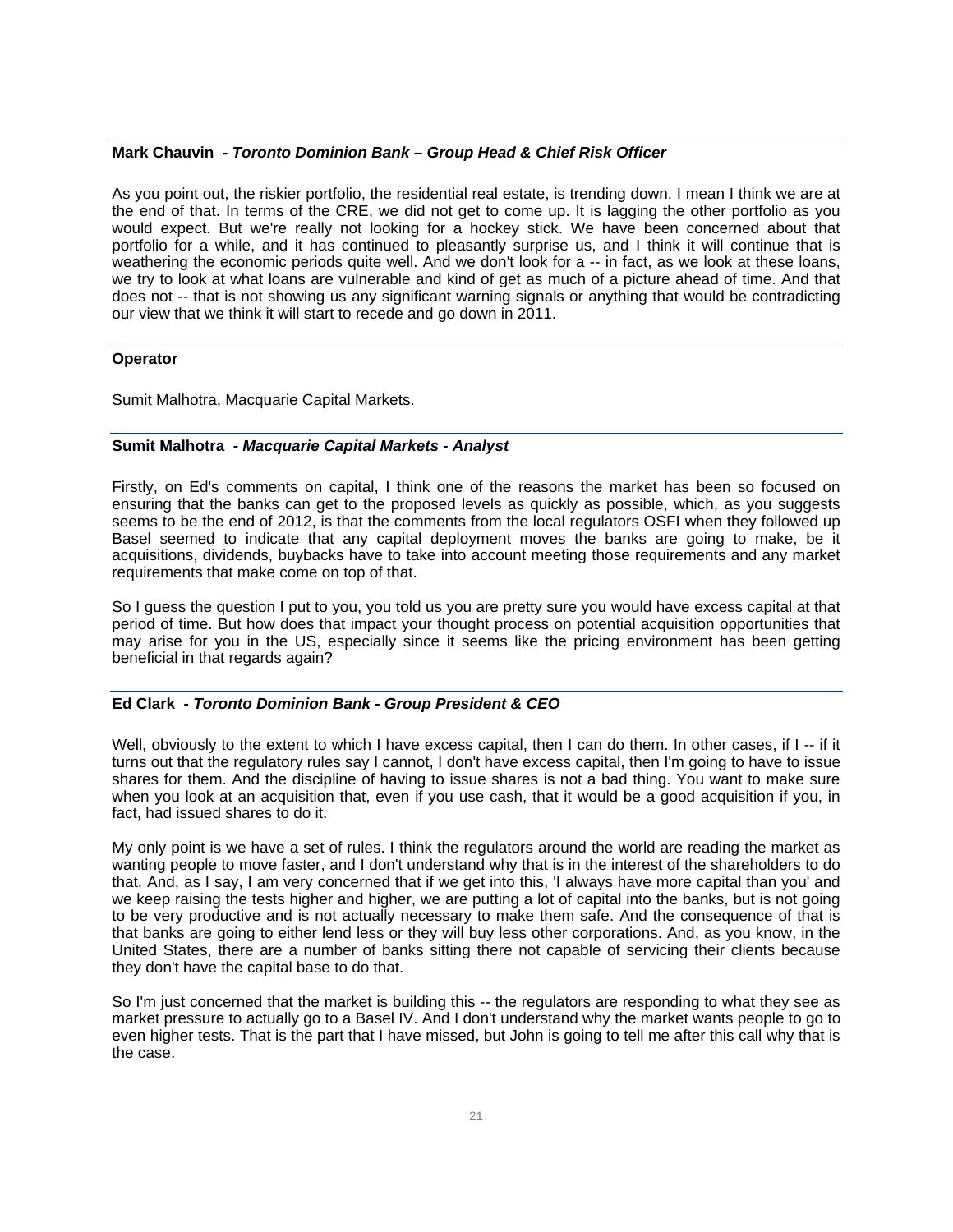**Mark Chauvin** *- Toronto Dominion Bank – Group Head & Chief Risk Officer*

As you point out, the riskier portfolio, the residential real estate, is trending down. I mean I think we are at the end of that. In terms of the CRE, we did not get to come up. It is lagging the other portfolio as you would expect. But we're really not looking for a hockey stick. We have been concerned about that portfolio for a while, and it has continued to pleasantly surprise us, and I think it will continue that is weathering the economic periods quite well. And we don't look for a -- in fact, as we look at these loans, we try to look at what loans are vulnerable and kind of get as much of a picture ahead of time. And that does not -- that is not showing us any significant warning signals or anything that would be contradicting our view that we think it will start to recede and go down in 2011.

**Operator**

Sumit Malhotra, Macquarie Capital Markets.

**Sumit Malhotra** *- Macquarie Capital Markets - Analyst*

Firstly, on Ed's comments on capital, I think one of the reasons the market has been so focused on ensuring that the banks can get to the proposed levels as quickly as possible, which, as you suggests seems to be the end of 2012, is that the comments from the local regulators OSFI when they followed up Basel seemed to indicate that any capital deployment moves the banks are going to make, be it acquisitions, dividends, buybacks have to take into account meeting those requirements and any market requirements that make come on top of that.

So I guess the question I put to you, you told us you are pretty sure you would have excess capital at that period of time. But how does that impact your thought process on potential acquisition opportunities that may arise for you in the US, especially since it seems like the pricing environment has been getting beneficial in that regards again?

**Ed Clark** *- Toronto Dominion Bank - Group President & CEO*

Well, obviously to the extent to which I have excess capital, then I can do them. In other cases, if I -- if it turns out that the regulatory rules say I cannot, I don't have excess capital, then I'm going to have to issue shares for them. And the discipline of having to issue shares is not a bad thing. You want to make sure when you look at an acquisition that, even if you use cash, that it would be a good acquisition if you, in fact, had issued shares to do it.

My only point is we have a set of rules. I think the regulators around the world are reading the market as wanting people to move faster, and I don't understand why that is in the interest of the shareholders to do that. And, as I say, I am very concerned that if we get into this, 'I always have more capital than you' and we keep raising the tests higher and higher, we are putting a lot of capital into the banks, but is not going to be very productive and is not actually necessary to make them safe. And the consequence of that is that banks are going to either lend less or they will buy less other corporations. And, as you know, in the United States, there are a number of banks sitting there not capable of servicing their clients because they don't have the capital base to do that.

So I'm just concerned that the market is building this -- the regulators are responding to what they see as market pressure to actually go to a Basel IV. And I don't understand why the market wants people to go to even higher tests. That is the part that I have missed, but John is going to tell me after this call why that is the case.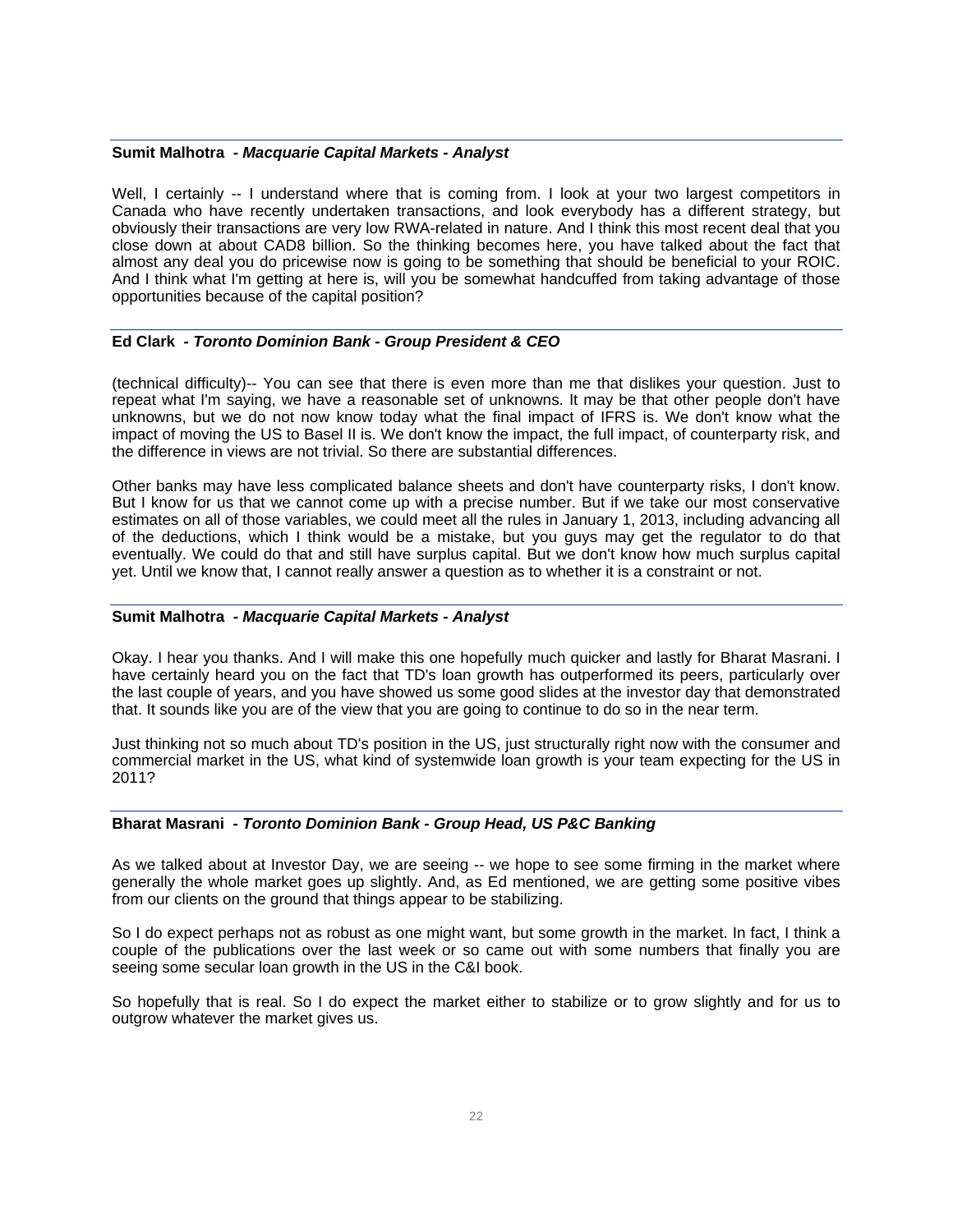**Sumit Malhotra** *- Macquarie Capital Markets - Analyst*

Well, I certainly -- I understand where that is coming from. I look at your two largest competitors in Canada who have recently undertaken transactions, and look everybody has a different strategy, but obviously their transactions are very low RWA-related in nature. And I think this most recent deal that you close down at about CAD8 billion. So the thinking becomes here, you have talked about the fact that almost any deal you do pricewise now is going to be something that should be beneficial to your ROIC. And I think what I'm getting at here is, will you be somewhat handcuffed from taking advantage of those opportunities because of the capital position?

**Ed Clark** *- Toronto Dominion Bank - Group President & CEO*

(technical difficulty)-- You can see that there is even more than me that dislikes your question. Just to repeat what I'm saying, we have a reasonable set of unknowns. It may be that other people don't have unknowns, but we do not now know today what the final impact of IFRS is. We don't know what the impact of moving the US to Basel II is. We don't know the impact, the full impact, of counterparty risk, and the difference in views are not trivial. So there are substantial differences.

Other banks may have less complicated balance sheets and don't have counterparty risks, I don't know. But I know for us that we cannot come up with a precise number. But if we take our most conservative estimates on all of those variables, we could meet all the rules in January 1, 2013, including advancing all of the deductions, which I think would be a mistake, but you guys may get the regulator to do that eventually. We could do that and still have surplus capital. But we don't know how much surplus capital yet. Until we know that, I cannot really answer a question as to whether it is a constraint or not.

**Sumit Malhotra** *- Macquarie Capital Markets - Analyst*

Okay. I hear you thanks. And I will make this one hopefully much quicker and lastly for Bharat Masrani. I have certainly heard you on the fact that TD's loan growth has outperformed its peers, particularly over the last couple of years, and you have showed us some good slides at the investor day that demonstrated that. It sounds like you are of the view that you are going to continue to do so in the near term.

Just thinking not so much about TD's position in the US, just structurally right now with the consumer and commercial market in the US, what kind of systemwide loan growth is your team expecting for the US in 2011?

**Bharat Masrani** *- Toronto Dominion Bank - Group Head, US P&C Banking*

As we talked about at Investor Day, we are seeing -- we hope to see some firming in the market where generally the whole market goes up slightly. And, as Ed mentioned, we are getting some positive vibes from our clients on the ground that things appear to be stabilizing.

So I do expect perhaps not as robust as one might want, but some growth in the market. In fact, I think a couple of the publications over the last week or so came out with some numbers that finally you are seeing some secular loan growth in the US in the C&I book.

So hopefully that is real. So I do expect the market either to stabilize or to grow slightly and for us to outgrow whatever the market gives us.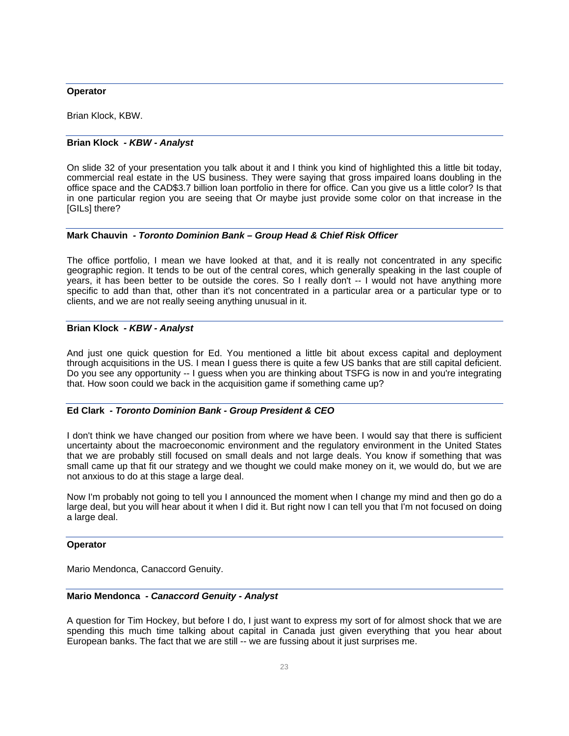**Operator**

Brian Klock, KBW.

**Brian Klock** *- KBW - Analyst*

On slide 32 of your presentation you talk about it and I think you kind of highlighted this a little bit today, commercial real estate in the US business. They were saying that gross impaired loans doubling in the office space and the CAD$3.7 billion loan portfolio in there for office. Can you give us a little color? Is that in one particular region you are seeing that Or maybe just provide some color on that increase in the [GILs] there?

**Mark Chauvin** *- Toronto Dominion Bank – Group Head & Chief Risk Officer*

The office portfolio, I mean we have looked at that, and it is really not concentrated in any specific geographic region. It tends to be out of the central cores, which generally speaking in the last couple of years, it has been better to be outside the cores. So I really don't -- I would not have anything more specific to add than that, other than it's not concentrated in a particular area or a particular type or to clients, and we are not really seeing anything unusual in it.

**Brian Klock** *- KBW - Analyst*

And just one quick question for Ed. You mentioned a little bit about excess capital and deployment through acquisitions in the US. I mean I guess there is quite a few US banks that are still capital deficient. Do you see any opportunity -- I guess when you are thinking about TSFG is now in and you're integrating that. How soon could we back in the acquisition game if something came up?

**Ed Clark** *- Toronto Dominion Bank - Group President & CEO*

I don't think we have changed our position from where we have been. I would say that there is sufficient uncertainty about the macroeconomic environment and the regulatory environment in the United States that we are probably still focused on small deals and not large deals. You know if something that was small came up that fit our strategy and we thought we could make money on it, we would do, but we are not anxious to do at this stage a large deal.

Now I'm probably not going to tell you I announced the moment when I change my mind and then go do a large deal, but you will hear about it when I did it. But right now I can tell you that I'm not focused on doing a large deal.

**Operator**

Mario Mendonca, Canaccord Genuity.

**Mario Mendonca** *- Canaccord Genuity - Analyst*

A question for Tim Hockey, but before I do, I just want to express my sort of for almost shock that we are spending this much time talking about capital in Canada just given everything that you hear about European banks. The fact that we are still -- we are fussing about it just surprises me.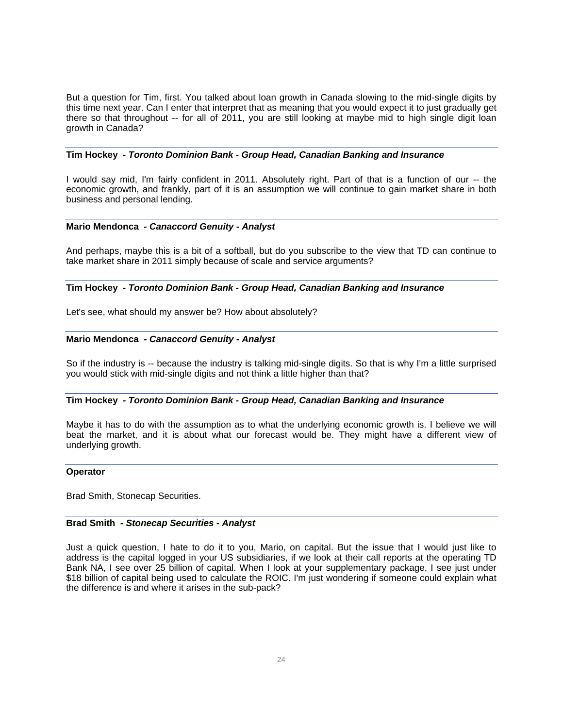But a question for Tim, first. You talked about loan growth in Canada slowing to the mid-single digits by this time next year. Can I enter that interpret that as meaning that you would expect it to just gradually get there so that throughout -- for all of 2011, you are still looking at maybe mid to high single digit loan growth in Canada?

---

**Tim Hockey** *- Toronto Dominion Bank - Group Head, Canadian Banking and Insurance*

I would say mid, I'm fairly confident in 2011. Absolutely right. Part of that is a function of our -- the economic growth, and frankly, part of it is an assumption we will continue to gain market share in both business and personal lending.

---

**Mario Mendonca** *- Canaccord Genuity - Analyst*

And perhaps, maybe this is a bit of a softball, but do you subscribe to the view that TD can continue to take market share in 2011 simply because of scale and service arguments?

---

**Tim Hockey** *- Toronto Dominion Bank - Group Head, Canadian Banking and Insurance*

Let's see, what should my answer be? How about absolutely?

---

**Mario Mendonca** *- Canaccord Genuity - Analyst*

So if the industry is -- because the industry is talking mid-single digits. So that is why I'm a little surprised you would stick with mid-single digits and not think a little higher than that?

---

**Tim Hockey** *- Toronto Dominion Bank - Group Head, Canadian Banking and Insurance*

Maybe it has to do with the assumption as to what the underlying economic growth is. I believe we will beat the market, and it is about what our forecast would be. They might have a different view of underlying growth.

---

**Operator**

Brad Smith, Stonecap Securities.

---

**Brad Smith** *- Stonecap Securities - Analyst*

Just a quick question, I hate to do it to you, Mario, on capital. But the issue that I would just like to address is the capital logged in your US subsidiaries, if we look at their call reports at the operating TD Bank NA, I see over 25 billion of capital. When I look at your supplementary package, I see just under $18 billion of capital being used to calculate the ROIC. I'm just wondering if someone could explain what the difference is and where it arises in the sub-pack?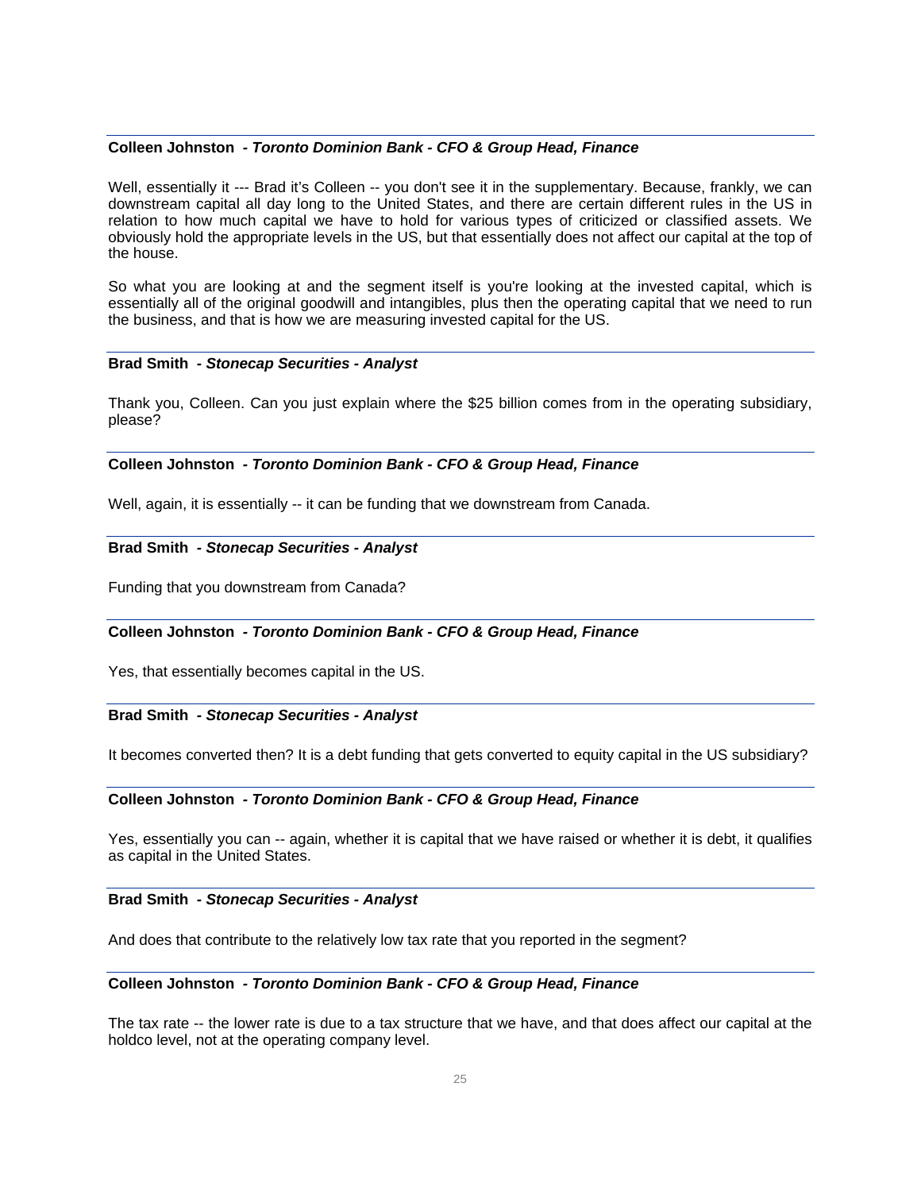**Colleen Johnston** *- Toronto Dominion Bank - CFO & Group Head, Finance*

Well, essentially it --- Brad it's Colleen -- you don't see it in the supplementary. Because, frankly, we can downstream capital all day long to the United States, and there are certain different rules in the US in relation to how much capital we have to hold for various types of criticized or classified assets. We obviously hold the appropriate levels in the US, but that essentially does not affect our capital at the top of the house.

So what you are looking at and the segment itself is you're looking at the invested capital, which is essentially all of the original goodwill and intangibles, plus then the operating capital that we need to run the business, and that is how we are measuring invested capital for the US.

---

**Brad Smith** *- Stonecap Securities - Analyst*

Thank you, Colleen. Can you just explain where the $25 billion comes from in the operating subsidiary, please?

---

**Colleen Johnston** *- Toronto Dominion Bank - CFO & Group Head, Finance*

Well, again, it is essentially -- it can be funding that we downstream from Canada.

---

**Brad Smith** *- Stonecap Securities - Analyst*

Funding that you downstream from Canada?

---

**Colleen Johnston** *- Toronto Dominion Bank - CFO & Group Head, Finance*

Yes, that essentially becomes capital in the US.

---

**Brad Smith** *- Stonecap Securities - Analyst*

It becomes converted then? It is a debt funding that gets converted to equity capital in the US subsidiary?

---

**Colleen Johnston** *- Toronto Dominion Bank - CFO & Group Head, Finance*

Yes, essentially you can -- again, whether it is capital that we have raised or whether it is debt, it qualifies as capital in the United States.

---

**Brad Smith** *- Stonecap Securities - Analyst*

And does that contribute to the relatively low tax rate that you reported in the segment?

---

**Colleen Johnston** *- Toronto Dominion Bank - CFO & Group Head, Finance*

The tax rate -- the lower rate is due to a tax structure that we have, and that does affect our capital at the holdco level, not at the operating company level.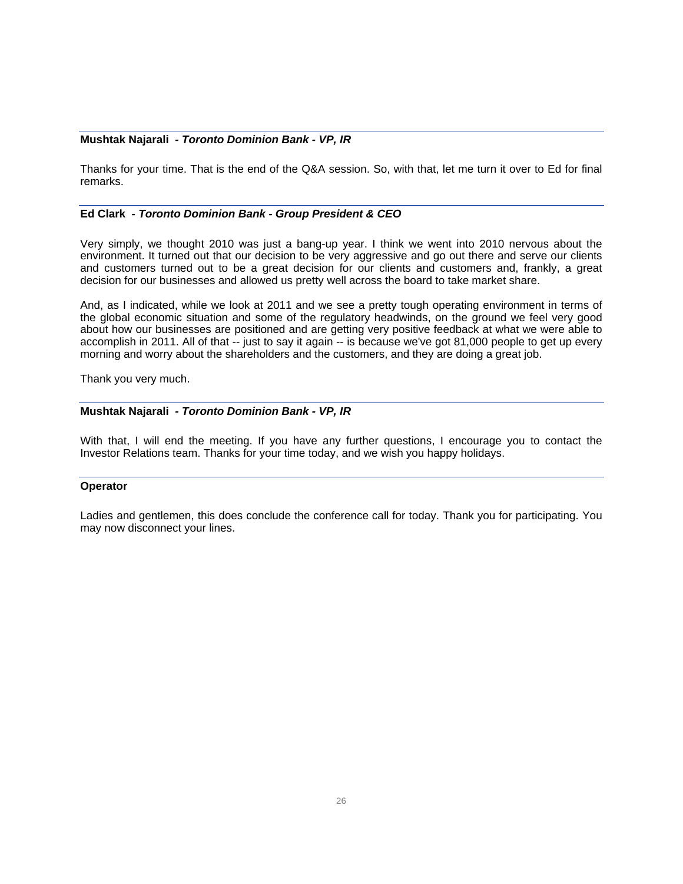**Mushtak Najarali** *- Toronto Dominion Bank - VP, IR*

Thanks for your time. That is the end of the Q&A session. So, with that, let me turn it over to Ed for final remarks.

**Ed Clark** *- Toronto Dominion Bank - Group President & CEO*

Very simply, we thought 2010 was just a bang-up year. I think we went into 2010 nervous about the environment. It turned out that our decision to be very aggressive and go out there and serve our clients and customers turned out to be a great decision for our clients and customers and, frankly, a great decision for our businesses and allowed us pretty well across the board to take market share.

And, as I indicated, while we look at 2011 and we see a pretty tough operating environment in terms of the global economic situation and some of the regulatory headwinds, on the ground we feel very good about how our businesses are positioned and are getting very positive feedback at what we were able to accomplish in 2011. All of that -- just to say it again -- is because we've got 81,000 people to get up every morning and worry about the shareholders and the customers, and they are doing a great job.

Thank you very much.

**Mushtak Najarali** *- Toronto Dominion Bank - VP, IR*

With that, I will end the meeting. If you have any further questions, I encourage you to contact the Investor Relations team. Thanks for your time today, and we wish you happy holidays.

**Operator**

Ladies and gentlemen, this does conclude the conference call for today. Thank you for participating. You may now disconnect your lines.